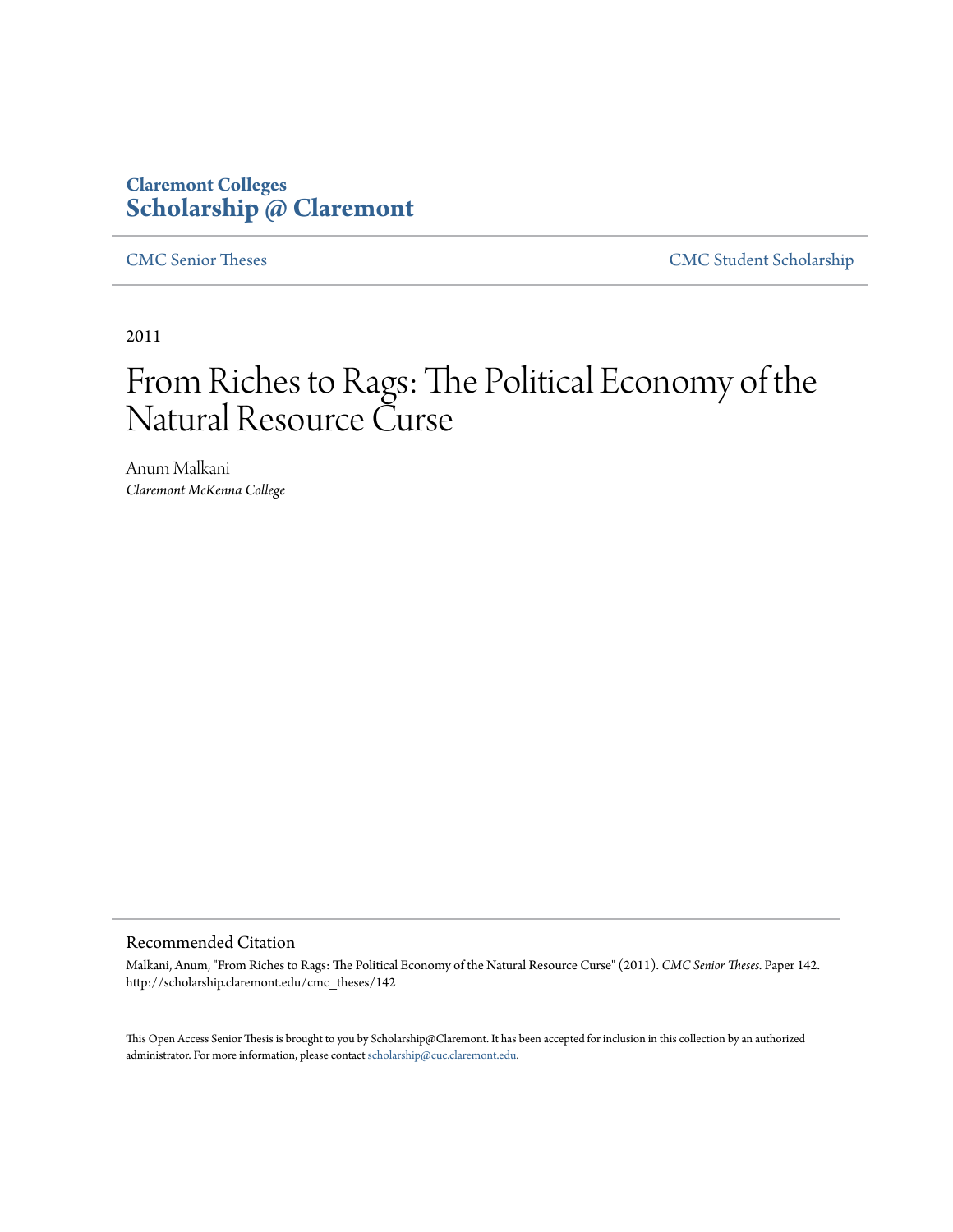**Claremont Colleges**
**Scholarship @ Claremont**

CMC Senior Theses | CMC Student Scholarship

2011

# From Riches to Rags: The Political Economy of the Natural Resource Curse

Anum Malkani
*Claremont McKenna College*

## Recommended Citation

Malkani, Anum, "From Riches to Rags: The Political Economy of the Natural Resource Curse" (2011). *CMC Senior Theses.* Paper 142. http://scholarship.claremont.edu/cmc_theses/142

This Open Access Senior Thesis is brought to you by Scholarship@Claremont. It has been accepted for inclusion in this collection by an authorized administrator. For more information, please contact scholarship@cuc.claremont.edu.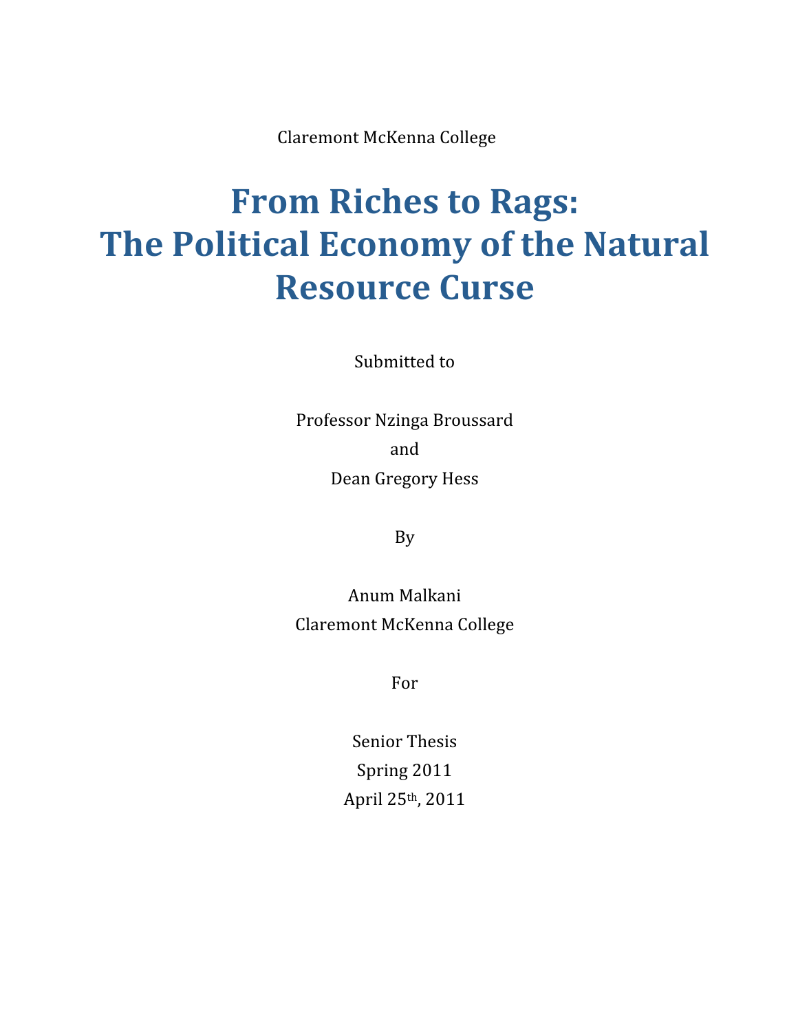Claremont McKenna College

# From Riches to Rags: The Political Economy of the Natural Resource Curse

Submitted to

Professor Nzinga Broussard

and

Dean Gregory Hess

By

Anum Malkani

Claremont McKenna College

For

Senior Thesis

Spring 2011

April 25th, 2011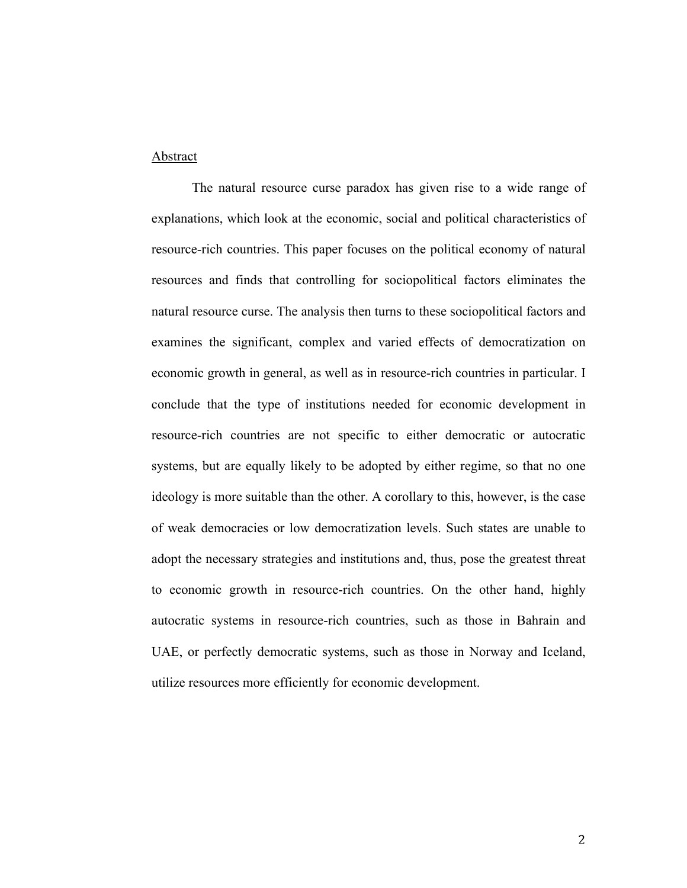## Abstract

The natural resource curse paradox has given rise to a wide range of explanations, which look at the economic, social and political characteristics of resource-rich countries. This paper focuses on the political economy of natural resources and finds that controlling for sociopolitical factors eliminates the natural resource curse. The analysis then turns to these sociopolitical factors and examines the significant, complex and varied effects of democratization on economic growth in general, as well as in resource-rich countries in particular. I conclude that the type of institutions needed for economic development in resource-rich countries are not specific to either democratic or autocratic systems, but are equally likely to be adopted by either regime, so that no one ideology is more suitable than the other. A corollary to this, however, is the case of weak democracies or low democratization levels. Such states are unable to adopt the necessary strategies and institutions and, thus, pose the greatest threat to economic growth in resource-rich countries. On the other hand, highly autocratic systems in resource-rich countries, such as those in Bahrain and UAE, or perfectly democratic systems, such as those in Norway and Iceland, utilize resources more efficiently for economic development.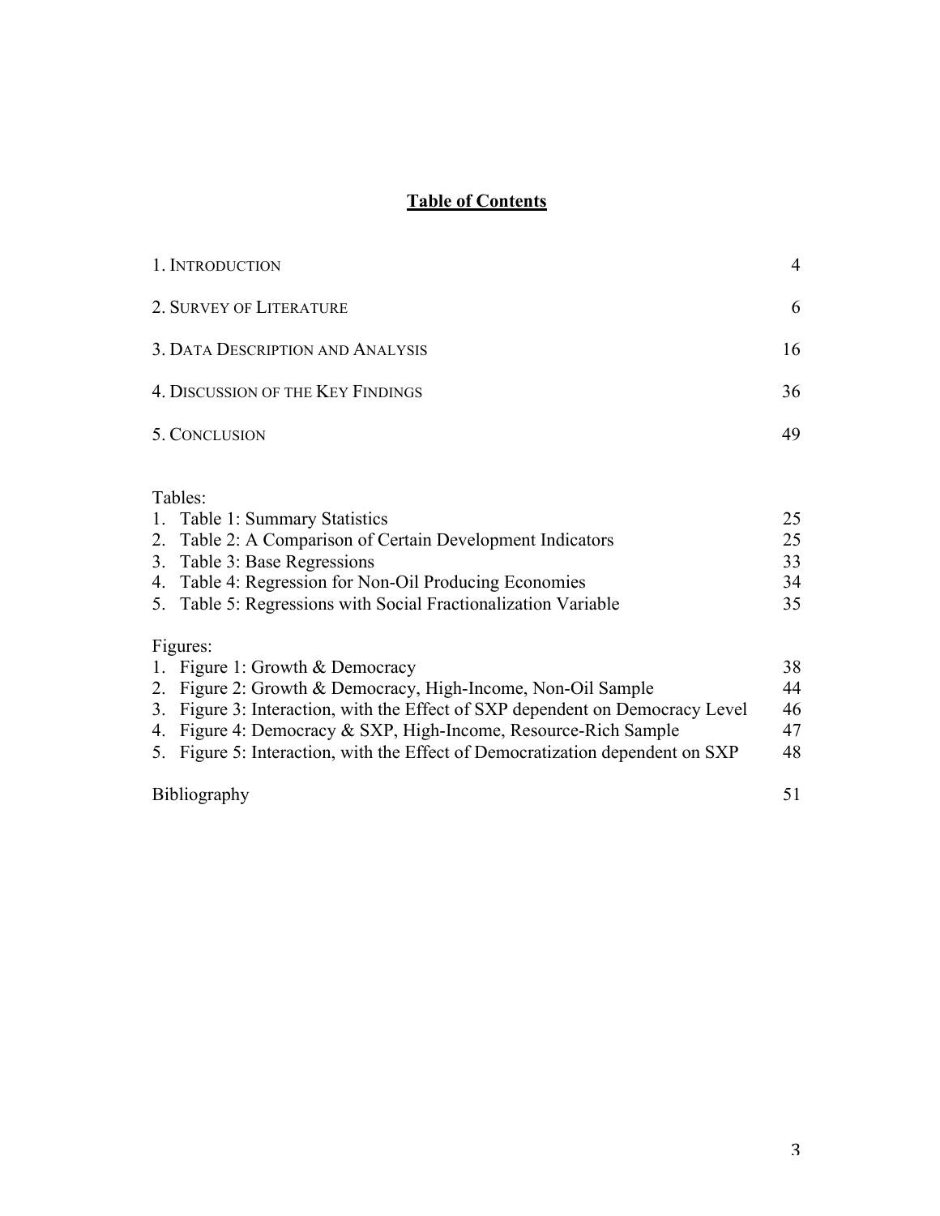# **Table of Contents**

| | |
|---|---|
| 1. INTRODUCTION | 4 |
| 2. SURVEY OF LITERATURE | 6 |
| 3. DATA DESCRIPTION AND ANALYSIS | 16 |
| 4. DISCUSSION OF THE KEY FINDINGS | 36 |
| 5. CONCLUSION | 49 |

Tables:

| | |
|---|---|
| 1. Table 1: Summary Statistics | 25 |
| 2. Table 2: A Comparison of Certain Development Indicators | 25 |
| 3. Table 3: Base Regressions | 33 |
| 4. Table 4: Regression for Non-Oil Producing Economies | 34 |
| 5. Table 5: Regressions with Social Fractionalization Variable | 35 |

Figures:

| | |
|---|---|
| 1. Figure 1: Growth & Democracy | 38 |
| 2. Figure 2: Growth & Democracy, High-Income, Non-Oil Sample | 44 |
| 3. Figure 3: Interaction, with the Effect of SXP dependent on Democracy Level | 46 |
| 4. Figure 4: Democracy & SXP, High-Income, Resource-Rich Sample | 47 |
| 5. Figure 5: Interaction, with the Effect of Democratization dependent on SXP | 48 |

| | |
|---|---|
| Bibliography | 51 |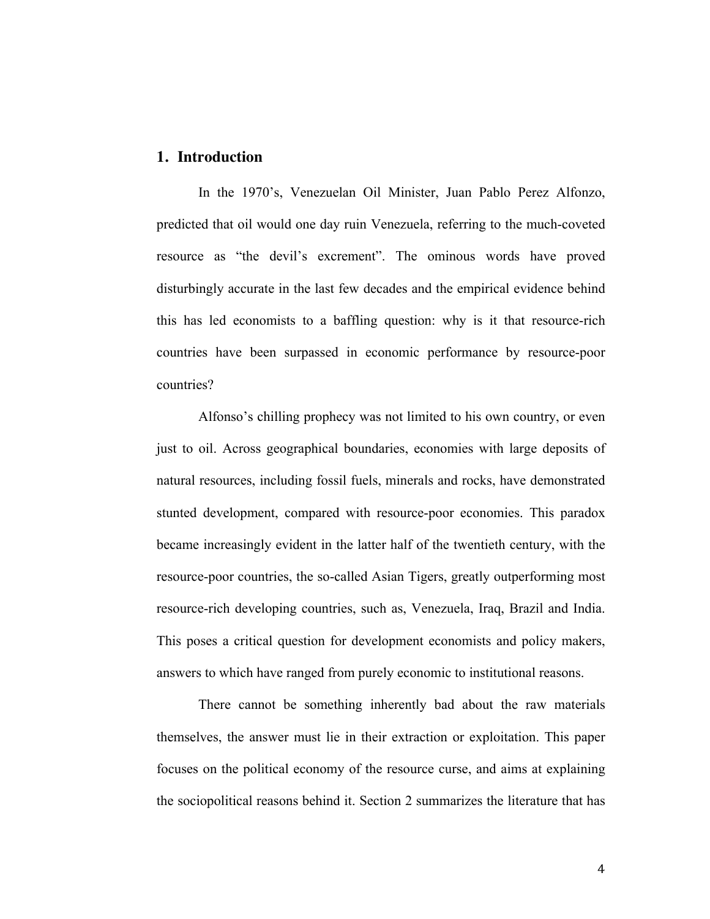## 1. Introduction

In the 1970's, Venezuelan Oil Minister, Juan Pablo Perez Alfonzo, predicted that oil would one day ruin Venezuela, referring to the much-coveted resource as "the devil's excrement". The ominous words have proved disturbingly accurate in the last few decades and the empirical evidence behind this has led economists to a baffling question: why is it that resource-rich countries have been surpassed in economic performance by resource-poor countries?

Alfonso's chilling prophecy was not limited to his own country, or even just to oil. Across geographical boundaries, economies with large deposits of natural resources, including fossil fuels, minerals and rocks, have demonstrated stunted development, compared with resource-poor economies. This paradox became increasingly evident in the latter half of the twentieth century, with the resource-poor countries, the so-called Asian Tigers, greatly outperforming most resource-rich developing countries, such as, Venezuela, Iraq, Brazil and India. This poses a critical question for development economists and policy makers, answers to which have ranged from purely economic to institutional reasons.

There cannot be something inherently bad about the raw materials themselves, the answer must lie in their extraction or exploitation. This paper focuses on the political economy of the resource curse, and aims at explaining the sociopolitical reasons behind it. Section 2 summarizes the literature that has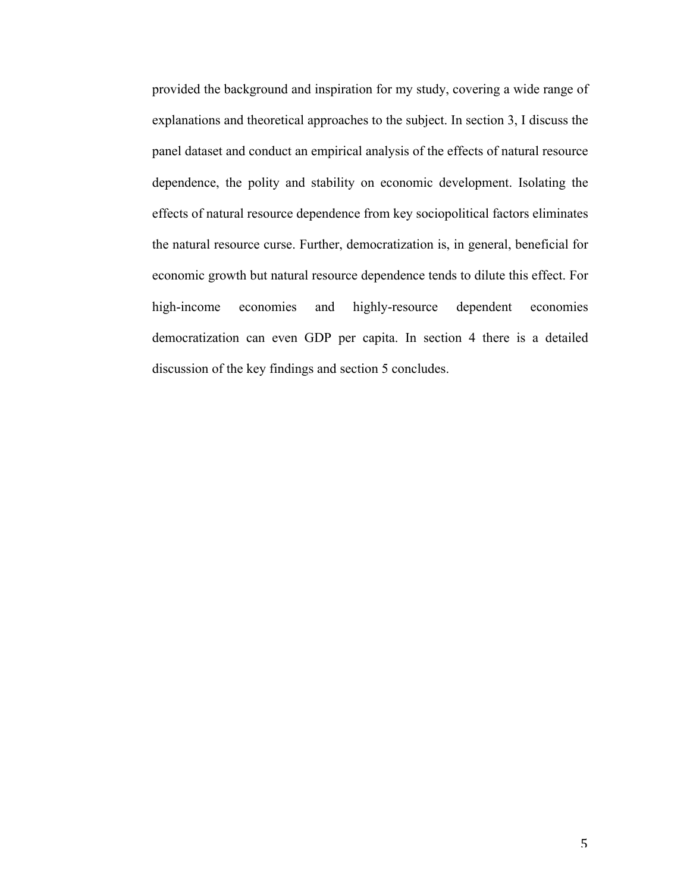provided the background and inspiration for my study, covering a wide range of explanations and theoretical approaches to the subject. In section 3, I discuss the panel dataset and conduct an empirical analysis of the effects of natural resource dependence, the polity and stability on economic development. Isolating the effects of natural resource dependence from key sociopolitical factors eliminates the natural resource curse. Further, democratization is, in general, beneficial for economic growth but natural resource dependence tends to dilute this effect. For high-income economies and highly-resource dependent economies democratization can even GDP per capita. In section 4 there is a detailed discussion of the key findings and section 5 concludes.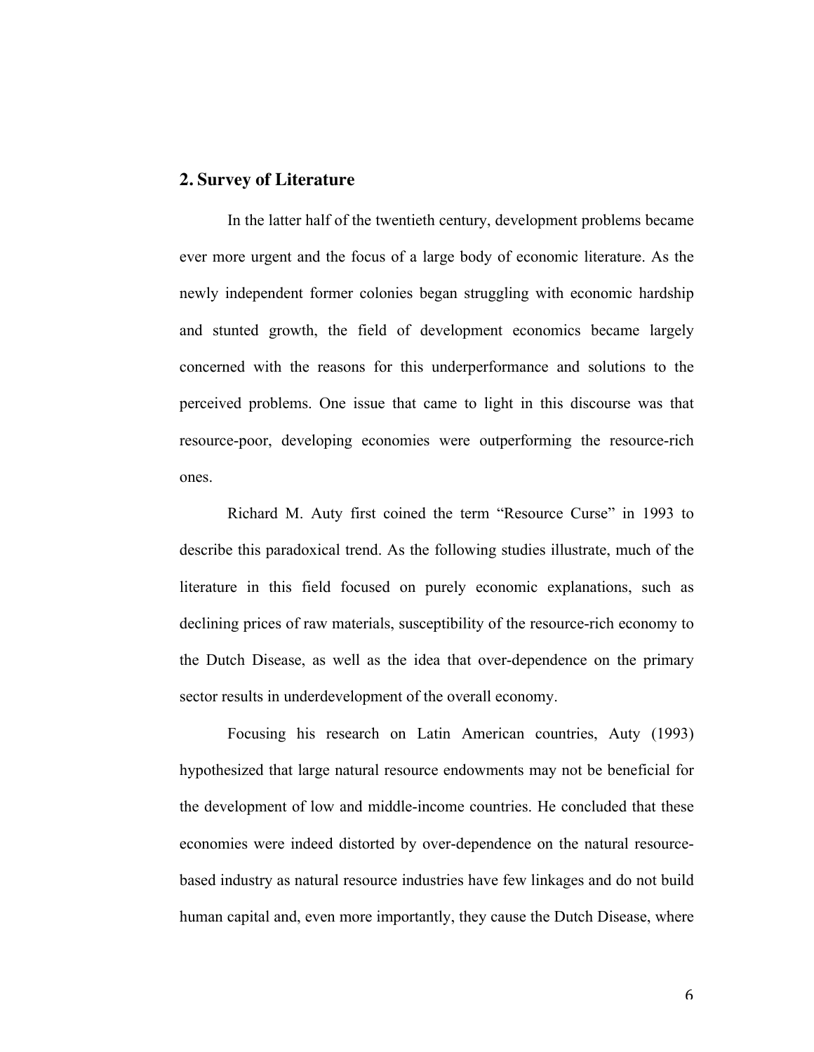## 2. Survey of Literature

In the latter half of the twentieth century, development problems became ever more urgent and the focus of a large body of economic literature. As the newly independent former colonies began struggling with economic hardship and stunted growth, the field of development economics became largely concerned with the reasons for this underperformance and solutions to the perceived problems. One issue that came to light in this discourse was that resource-poor, developing economies were outperforming the resource-rich ones.

Richard M. Auty first coined the term "Resource Curse" in 1993 to describe this paradoxical trend. As the following studies illustrate, much of the literature in this field focused on purely economic explanations, such as declining prices of raw materials, susceptibility of the resource-rich economy to the Dutch Disease, as well as the idea that over-dependence on the primary sector results in underdevelopment of the overall economy.

Focusing his research on Latin American countries, Auty (1993) hypothesized that large natural resource endowments may not be beneficial for the development of low and middle-income countries. He concluded that these economies were indeed distorted by over-dependence on the natural resource-based industry as natural resource industries have few linkages and do not build human capital and, even more importantly, they cause the Dutch Disease, where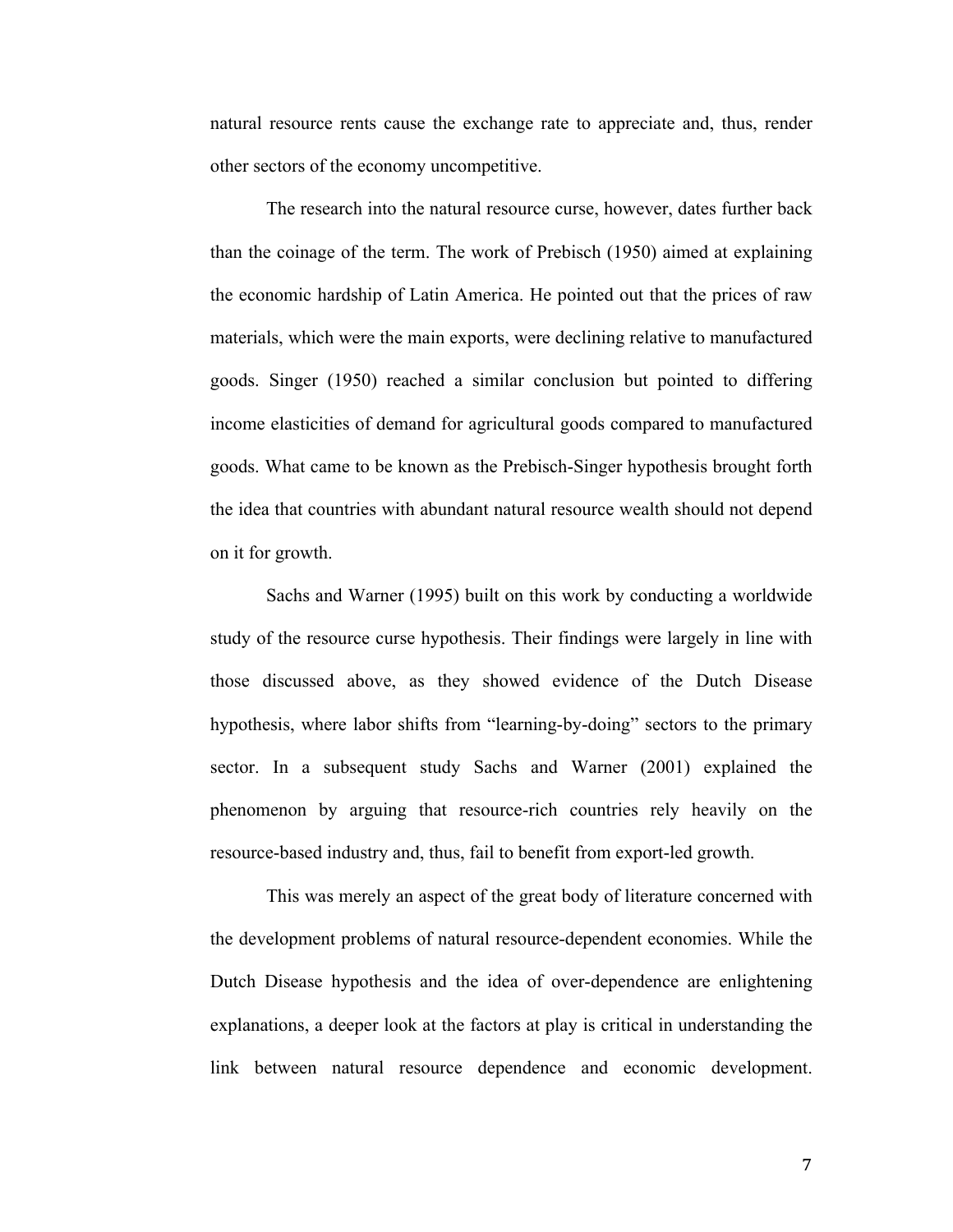natural resource rents cause the exchange rate to appreciate and, thus, render other sectors of the economy uncompetitive.

The research into the natural resource curse, however, dates further back than the coinage of the term. The work of Prebisch (1950) aimed at explaining the economic hardship of Latin America. He pointed out that the prices of raw materials, which were the main exports, were declining relative to manufactured goods. Singer (1950) reached a similar conclusion but pointed to differing income elasticities of demand for agricultural goods compared to manufactured goods. What came to be known as the Prebisch-Singer hypothesis brought forth the idea that countries with abundant natural resource wealth should not depend on it for growth.

Sachs and Warner (1995) built on this work by conducting a worldwide study of the resource curse hypothesis. Their findings were largely in line with those discussed above, as they showed evidence of the Dutch Disease hypothesis, where labor shifts from "learning-by-doing" sectors to the primary sector. In a subsequent study Sachs and Warner (2001) explained the phenomenon by arguing that resource-rich countries rely heavily on the resource-based industry and, thus, fail to benefit from export-led growth.

This was merely an aspect of the great body of literature concerned with the development problems of natural resource-dependent economies. While the Dutch Disease hypothesis and the idea of over-dependence are enlightening explanations, a deeper look at the factors at play is critical in understanding the link between natural resource dependence and economic development.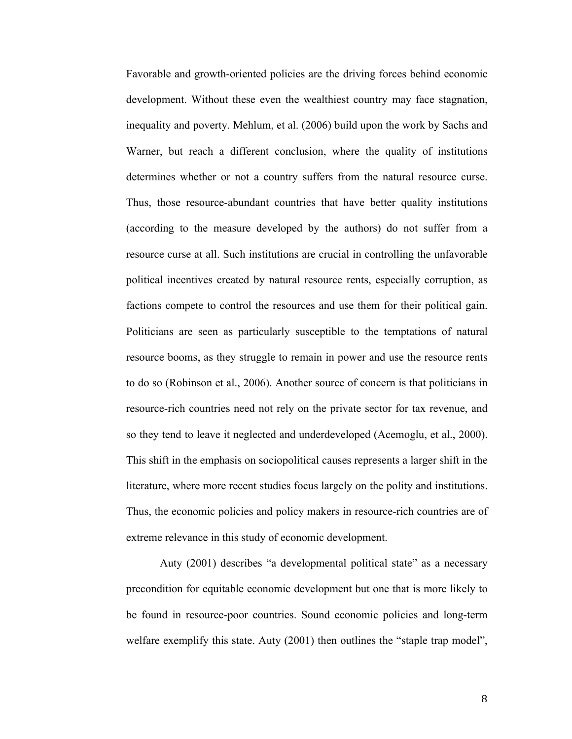Favorable and growth-oriented policies are the driving forces behind economic development. Without these even the wealthiest country may face stagnation, inequality and poverty. Mehlum, et al. (2006) build upon the work by Sachs and Warner, but reach a different conclusion, where the quality of institutions determines whether or not a country suffers from the natural resource curse. Thus, those resource-abundant countries that have better quality institutions (according to the measure developed by the authors) do not suffer from a resource curse at all. Such institutions are crucial in controlling the unfavorable political incentives created by natural resource rents, especially corruption, as factions compete to control the resources and use them for their political gain. Politicians are seen as particularly susceptible to the temptations of natural resource booms, as they struggle to remain in power and use the resource rents to do so (Robinson et al., 2006). Another source of concern is that politicians in resource-rich countries need not rely on the private sector for tax revenue, and so they tend to leave it neglected and underdeveloped (Acemoglu, et al., 2000). This shift in the emphasis on sociopolitical causes represents a larger shift in the literature, where more recent studies focus largely on the polity and institutions. Thus, the economic policies and policy makers in resource-rich countries are of extreme relevance in this study of economic development.

Auty (2001) describes "a developmental political state" as a necessary precondition for equitable economic development but one that is more likely to be found in resource-poor countries. Sound economic policies and long-term welfare exemplify this state. Auty (2001) then outlines the "staple trap model",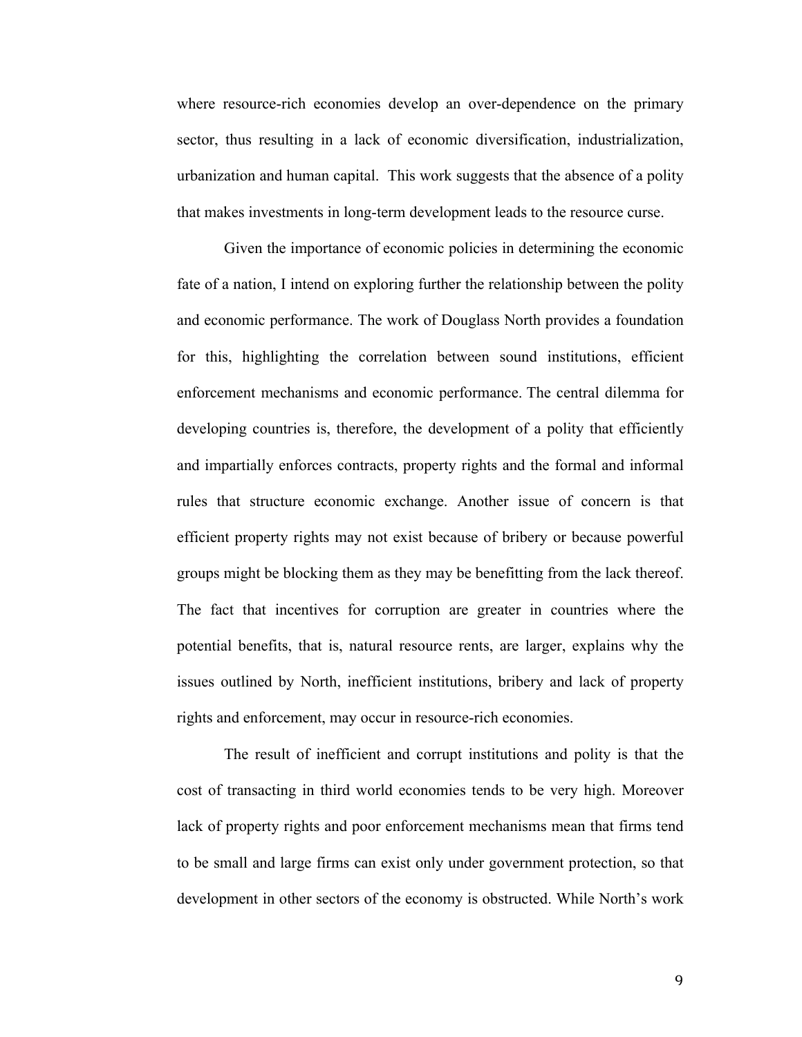where resource-rich economies develop an over-dependence on the primary sector, thus resulting in a lack of economic diversification, industrialization, urbanization and human capital. This work suggests that the absence of a polity that makes investments in long-term development leads to the resource curse.

Given the importance of economic policies in determining the economic fate of a nation, I intend on exploring further the relationship between the polity and economic performance. The work of Douglass North provides a foundation for this, highlighting the correlation between sound institutions, efficient enforcement mechanisms and economic performance. The central dilemma for developing countries is, therefore, the development of a polity that efficiently and impartially enforces contracts, property rights and the formal and informal rules that structure economic exchange. Another issue of concern is that efficient property rights may not exist because of bribery or because powerful groups might be blocking them as they may be benefitting from the lack thereof. The fact that incentives for corruption are greater in countries where the potential benefits, that is, natural resource rents, are larger, explains why the issues outlined by North, inefficient institutions, bribery and lack of property rights and enforcement, may occur in resource-rich economies.

The result of inefficient and corrupt institutions and polity is that the cost of transacting in third world economies tends to be very high. Moreover lack of property rights and poor enforcement mechanisms mean that firms tend to be small and large firms can exist only under government protection, so that development in other sectors of the economy is obstructed. While North's work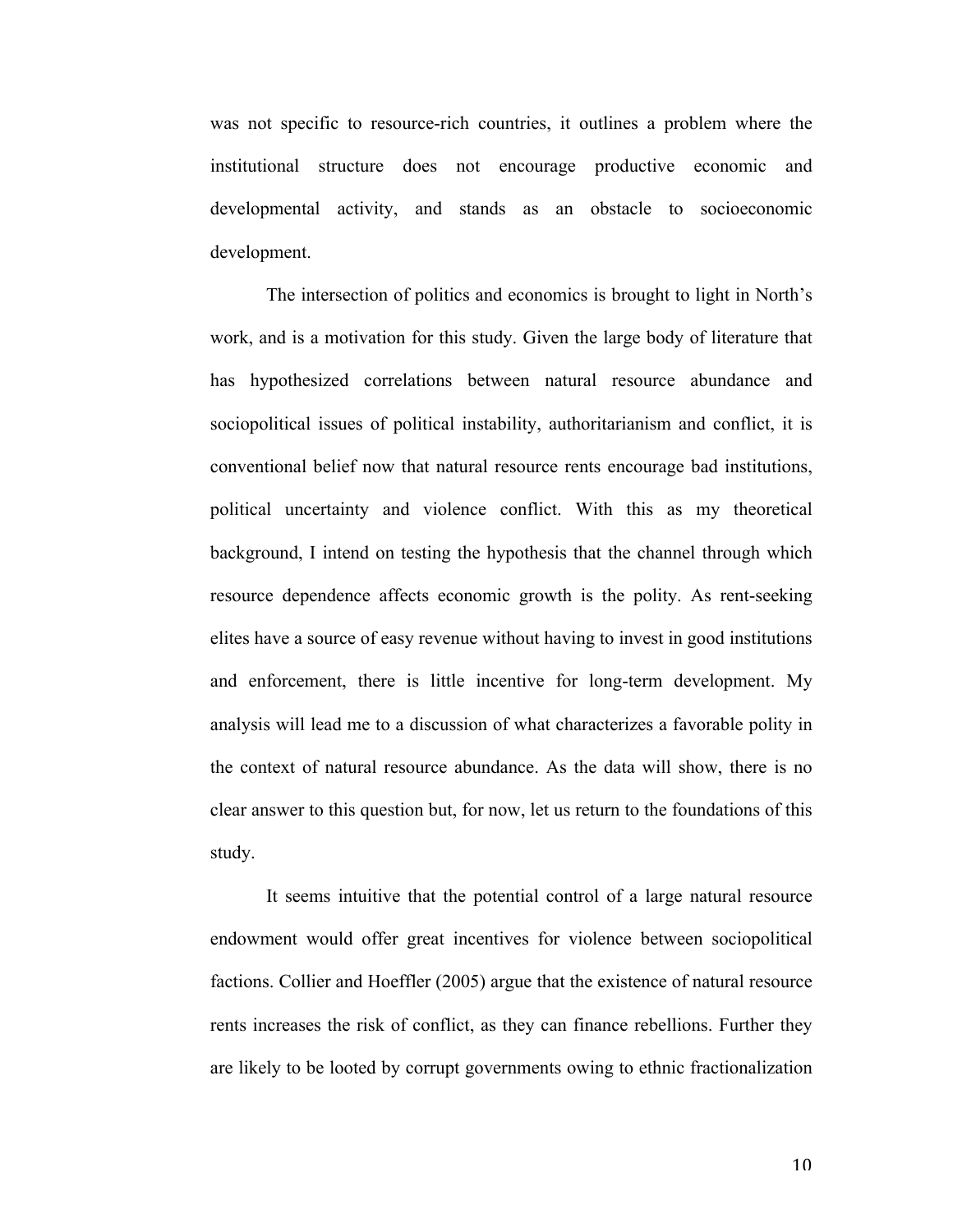was not specific to resource-rich countries, it outlines a problem where the institutional structure does not encourage productive economic and developmental activity, and stands as an obstacle to socioeconomic development.

The intersection of politics and economics is brought to light in North's work, and is a motivation for this study. Given the large body of literature that has hypothesized correlations between natural resource abundance and sociopolitical issues of political instability, authoritarianism and conflict, it is conventional belief now that natural resource rents encourage bad institutions, political uncertainty and violence conflict. With this as my theoretical background, I intend on testing the hypothesis that the channel through which resource dependence affects economic growth is the polity. As rent-seeking elites have a source of easy revenue without having to invest in good institutions and enforcement, there is little incentive for long-term development. My analysis will lead me to a discussion of what characterizes a favorable polity in the context of natural resource abundance. As the data will show, there is no clear answer to this question but, for now, let us return to the foundations of this study.

It seems intuitive that the potential control of a large natural resource endowment would offer great incentives for violence between sociopolitical factions. Collier and Hoeffler (2005) argue that the existence of natural resource rents increases the risk of conflict, as they can finance rebellions. Further they are likely to be looted by corrupt governments owing to ethnic fractionalization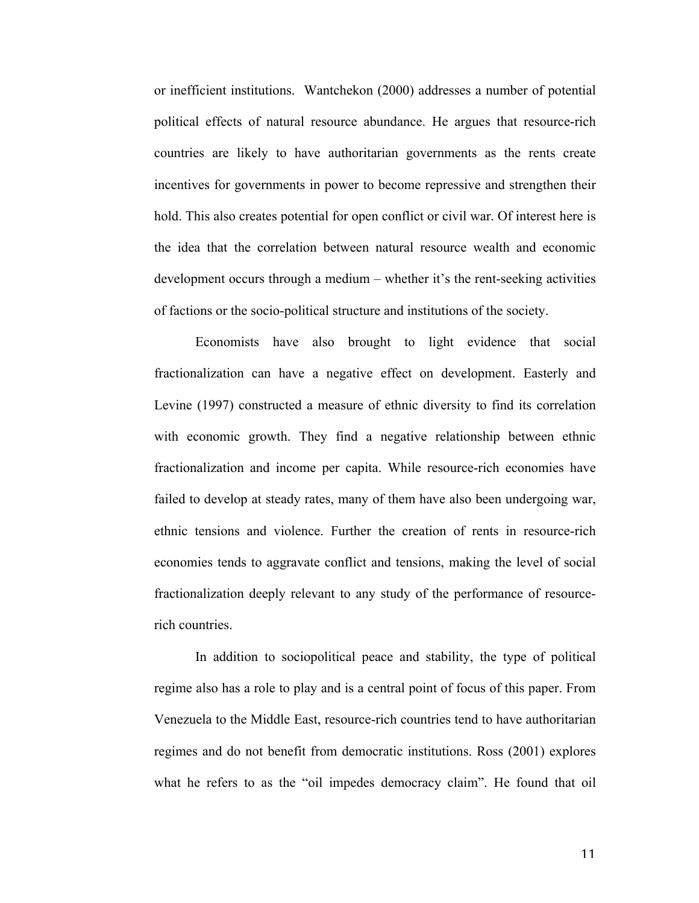or inefficient institutions. Wantchekon (2000) addresses a number of potential political effects of natural resource abundance. He argues that resource-rich countries are likely to have authoritarian governments as the rents create incentives for governments in power to become repressive and strengthen their hold. This also creates potential for open conflict or civil war. Of interest here is the idea that the correlation between natural resource wealth and economic development occurs through a medium – whether it's the rent-seeking activities of factions or the socio-political structure and institutions of the society.

Economists have also brought to light evidence that social fractionalization can have a negative effect on development. Easterly and Levine (1997) constructed a measure of ethnic diversity to find its correlation with economic growth. They find a negative relationship between ethnic fractionalization and income per capita. While resource-rich economies have failed to develop at steady rates, many of them have also been undergoing war, ethnic tensions and violence. Further the creation of rents in resource-rich economies tends to aggravate conflict and tensions, making the level of social fractionalization deeply relevant to any study of the performance of resource-rich countries.

In addition to sociopolitical peace and stability, the type of political regime also has a role to play and is a central point of focus of this paper. From Venezuela to the Middle East, resource-rich countries tend to have authoritarian regimes and do not benefit from democratic institutions. Ross (2001) explores what he refers to as the "oil impedes democracy claim". He found that oil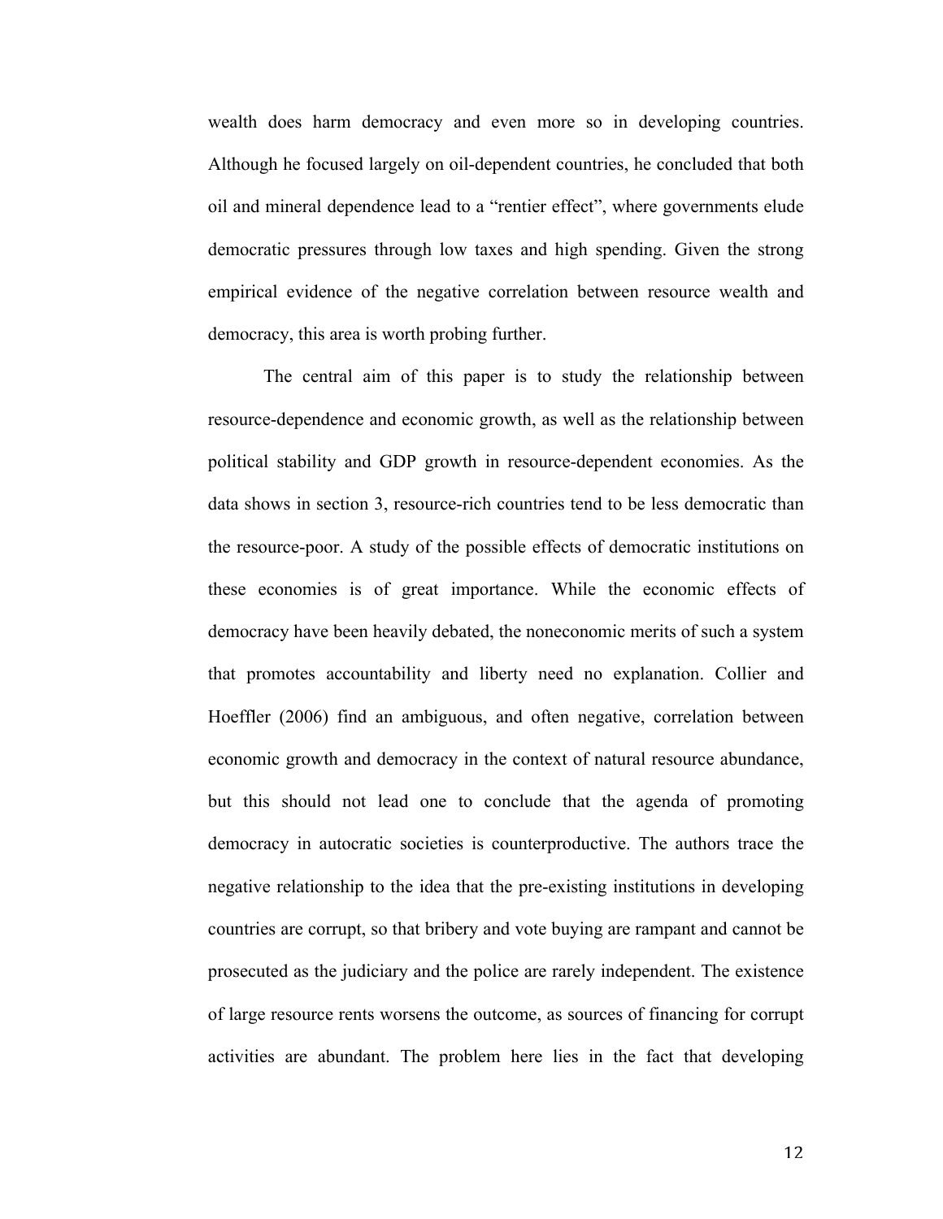wealth does harm democracy and even more so in developing countries. Although he focused largely on oil-dependent countries, he concluded that both oil and mineral dependence lead to a "rentier effect", where governments elude democratic pressures through low taxes and high spending. Given the strong empirical evidence of the negative correlation between resource wealth and democracy, this area is worth probing further.

The central aim of this paper is to study the relationship between resource-dependence and economic growth, as well as the relationship between political stability and GDP growth in resource-dependent economies. As the data shows in section 3, resource-rich countries tend to be less democratic than the resource-poor. A study of the possible effects of democratic institutions on these economies is of great importance. While the economic effects of democracy have been heavily debated, the noneconomic merits of such a system that promotes accountability and liberty need no explanation. Collier and Hoeffler (2006) find an ambiguous, and often negative, correlation between economic growth and democracy in the context of natural resource abundance, but this should not lead one to conclude that the agenda of promoting democracy in autocratic societies is counterproductive. The authors trace the negative relationship to the idea that the pre-existing institutions in developing countries are corrupt, so that bribery and vote buying are rampant and cannot be prosecuted as the judiciary and the police are rarely independent. The existence of large resource rents worsens the outcome, as sources of financing for corrupt activities are abundant. The problem here lies in the fact that developing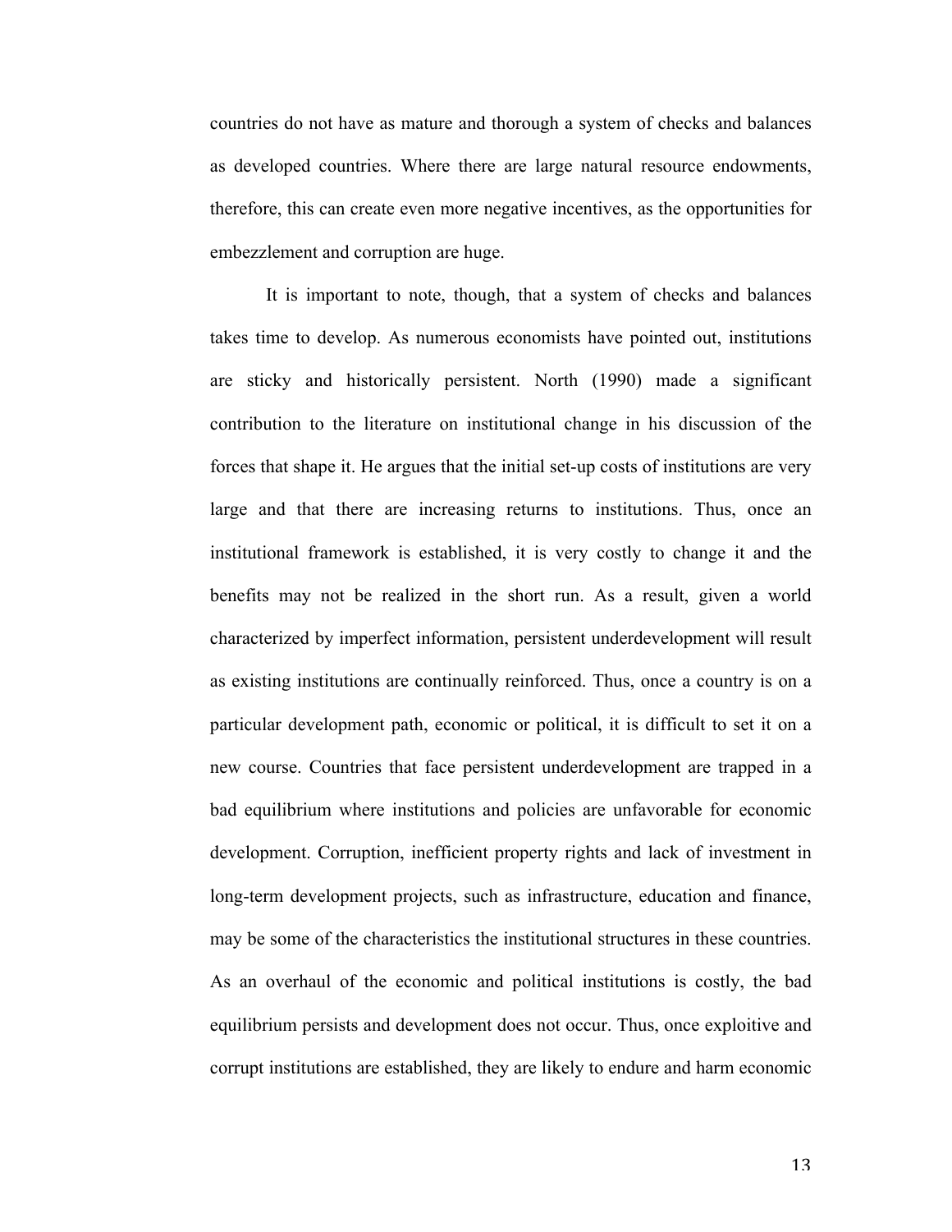countries do not have as mature and thorough a system of checks and balances as developed countries. Where there are large natural resource endowments, therefore, this can create even more negative incentives, as the opportunities for embezzlement and corruption are huge.

It is important to note, though, that a system of checks and balances takes time to develop. As numerous economists have pointed out, institutions are sticky and historically persistent. North (1990) made a significant contribution to the literature on institutional change in his discussion of the forces that shape it. He argues that the initial set-up costs of institutions are very large and that there are increasing returns to institutions. Thus, once an institutional framework is established, it is very costly to change it and the benefits may not be realized in the short run. As a result, given a world characterized by imperfect information, persistent underdevelopment will result as existing institutions are continually reinforced. Thus, once a country is on a particular development path, economic or political, it is difficult to set it on a new course. Countries that face persistent underdevelopment are trapped in a bad equilibrium where institutions and policies are unfavorable for economic development. Corruption, inefficient property rights and lack of investment in long-term development projects, such as infrastructure, education and finance, may be some of the characteristics the institutional structures in these countries. As an overhaul of the economic and political institutions is costly, the bad equilibrium persists and development does not occur. Thus, once exploitive and corrupt institutions are established, they are likely to endure and harm economic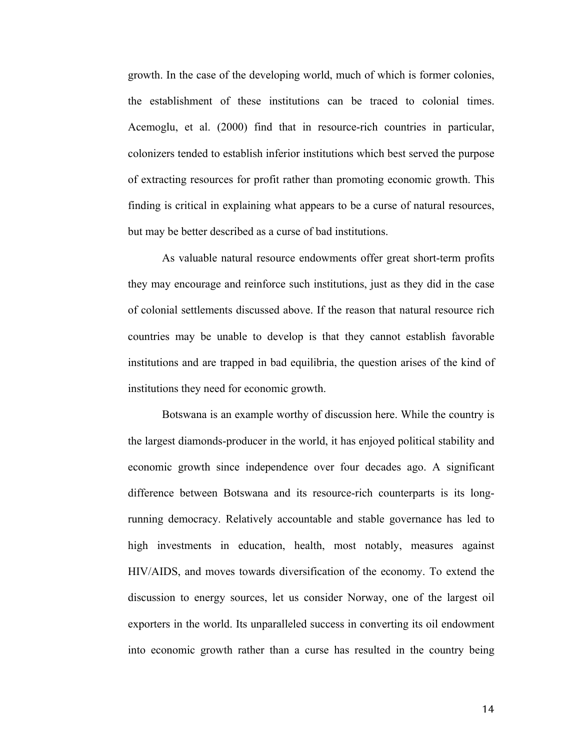growth. In the case of the developing world, much of which is former colonies, the establishment of these institutions can be traced to colonial times. Acemoglu, et al. (2000) find that in resource-rich countries in particular, colonizers tended to establish inferior institutions which best served the purpose of extracting resources for profit rather than promoting economic growth. This finding is critical in explaining what appears to be a curse of natural resources, but may be better described as a curse of bad institutions.

As valuable natural resource endowments offer great short-term profits they may encourage and reinforce such institutions, just as they did in the case of colonial settlements discussed above. If the reason that natural resource rich countries may be unable to develop is that they cannot establish favorable institutions and are trapped in bad equilibria, the question arises of the kind of institutions they need for economic growth.

Botswana is an example worthy of discussion here. While the country is the largest diamonds-producer in the world, it has enjoyed political stability and economic growth since independence over four decades ago. A significant difference between Botswana and its resource-rich counterparts is its long-running democracy. Relatively accountable and stable governance has led to high investments in education, health, most notably, measures against HIV/AIDS, and moves towards diversification of the economy. To extend the discussion to energy sources, let us consider Norway, one of the largest oil exporters in the world. Its unparalleled success in converting its oil endowment into economic growth rather than a curse has resulted in the country being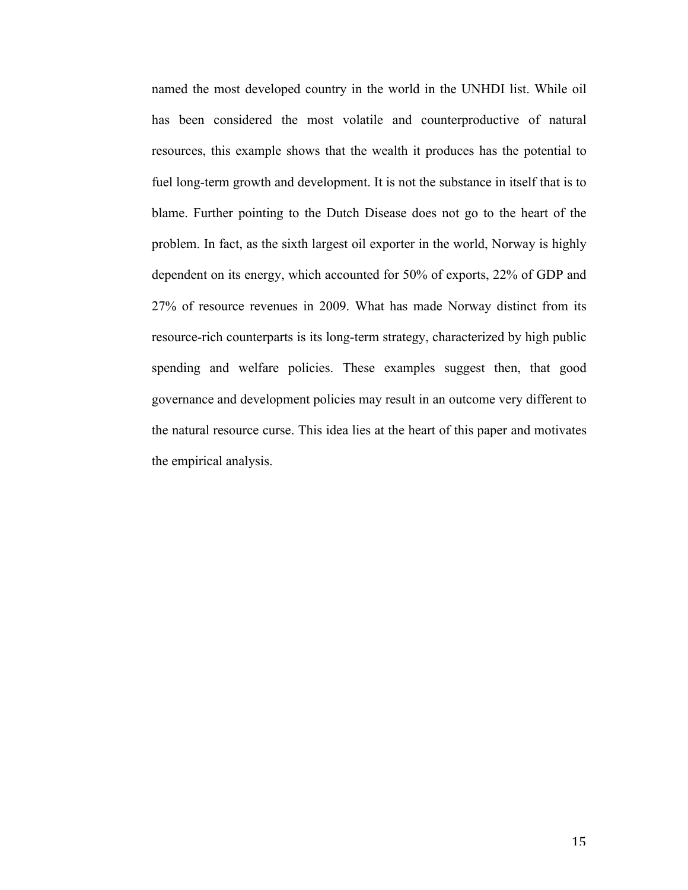named the most developed country in the world in the UNHDI list. While oil has been considered the most volatile and counterproductive of natural resources, this example shows that the wealth it produces has the potential to fuel long-term growth and development. It is not the substance in itself that is to blame. Further pointing to the Dutch Disease does not go to the heart of the problem. In fact, as the sixth largest oil exporter in the world, Norway is highly dependent on its energy, which accounted for 50% of exports, 22% of GDP and 27% of resource revenues in 2009. What has made Norway distinct from its resource-rich counterparts is its long-term strategy, characterized by high public spending and welfare policies. These examples suggest then, that good governance and development policies may result in an outcome very different to the natural resource curse. This idea lies at the heart of this paper and motivates the empirical analysis.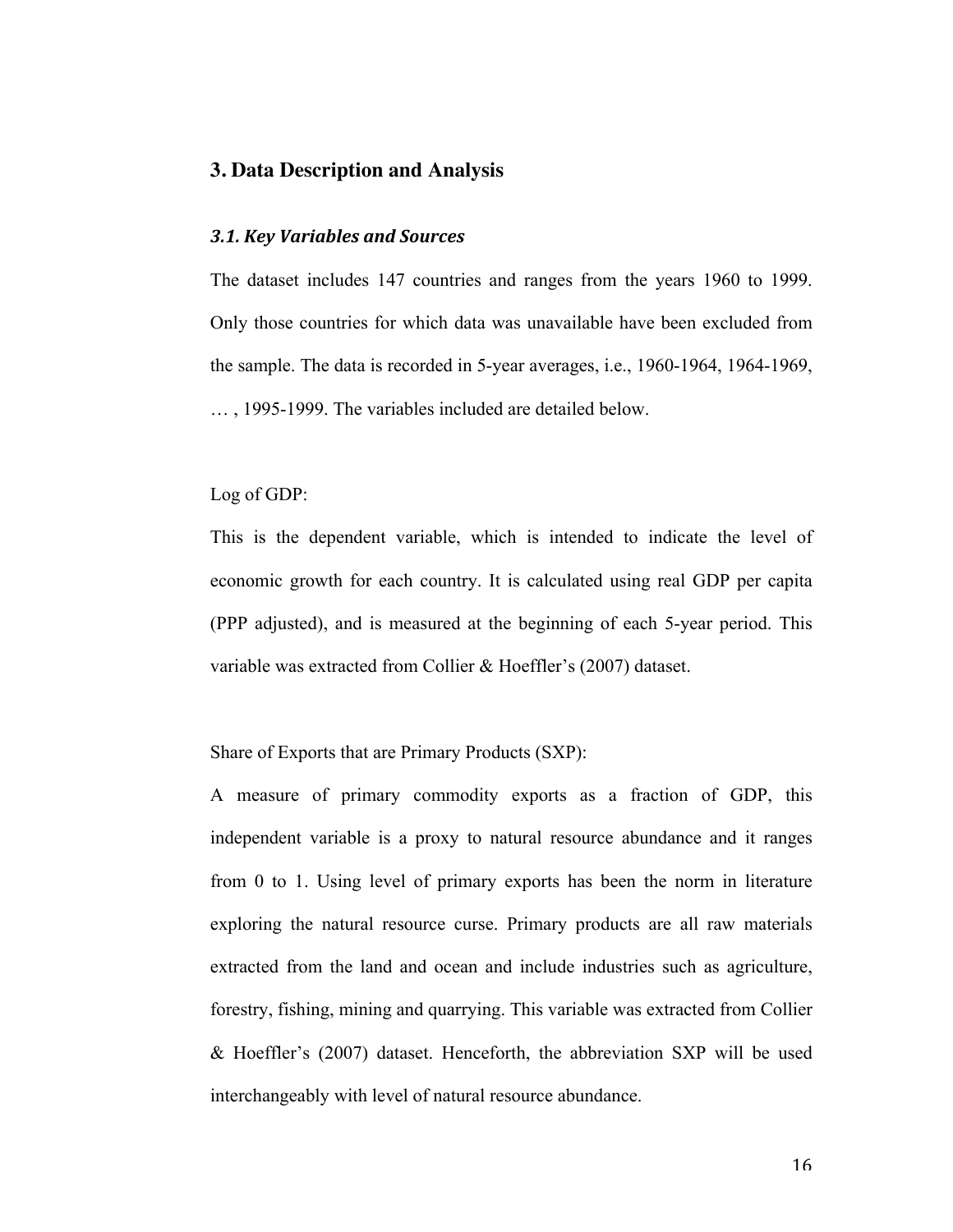## 3. Data Description and Analysis

### *3.1. Key Variables and Sources*

The dataset includes 147 countries and ranges from the years 1960 to 1999. Only those countries for which data was unavailable have been excluded from the sample. The data is recorded in 5-year averages, i.e., 1960-1964, 1964-1969, … , 1995-1999. The variables included are detailed below.

Log of GDP:

This is the dependent variable, which is intended to indicate the level of economic growth for each country. It is calculated using real GDP per capita (PPP adjusted), and is measured at the beginning of each 5-year period. This variable was extracted from Collier & Hoeffler's (2007) dataset.

Share of Exports that are Primary Products (SXP):

A measure of primary commodity exports as a fraction of GDP, this independent variable is a proxy to natural resource abundance and it ranges from 0 to 1. Using level of primary exports has been the norm in literature exploring the natural resource curse. Primary products are all raw materials extracted from the land and ocean and include industries such as agriculture, forestry, fishing, mining and quarrying. This variable was extracted from Collier & Hoeffler's (2007) dataset. Henceforth, the abbreviation SXP will be used interchangeably with level of natural resource abundance.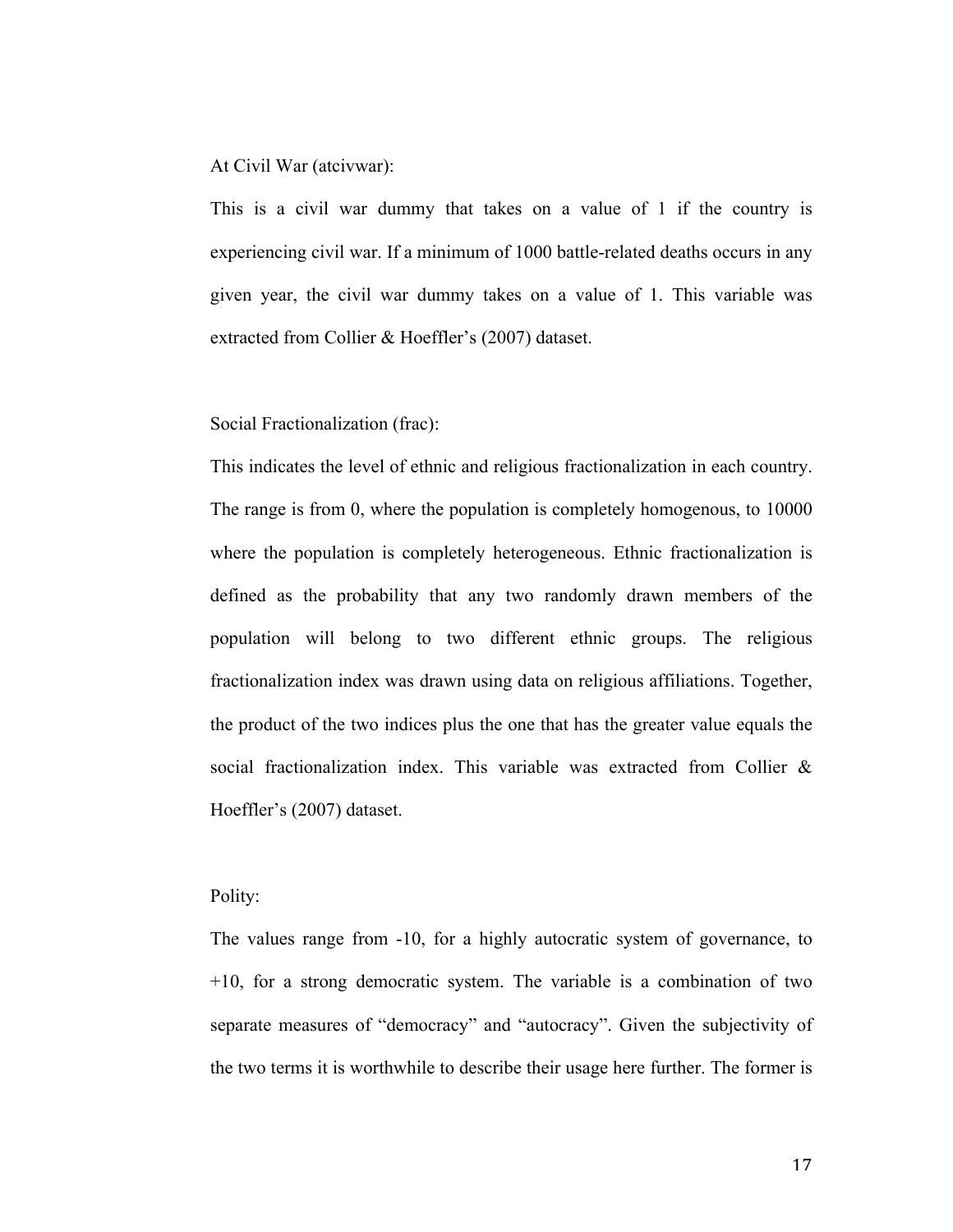At Civil War (atcivwar):

This is a civil war dummy that takes on a value of 1 if the country is experiencing civil war. If a minimum of 1000 battle-related deaths occurs in any given year, the civil war dummy takes on a value of 1. This variable was extracted from Collier & Hoeffler's (2007) dataset.

Social Fractionalization (frac):

This indicates the level of ethnic and religious fractionalization in each country. The range is from 0, where the population is completely homogenous, to 10000 where the population is completely heterogeneous. Ethnic fractionalization is defined as the probability that any two randomly drawn members of the population will belong to two different ethnic groups. The religious fractionalization index was drawn using data on religious affiliations. Together, the product of the two indices plus the one that has the greater value equals the social fractionalization index. This variable was extracted from Collier & Hoeffler's (2007) dataset.

Polity:

The values range from -10, for a highly autocratic system of governance, to +10, for a strong democratic system. The variable is a combination of two separate measures of "democracy" and "autocracy". Given the subjectivity of the two terms it is worthwhile to describe their usage here further. The former is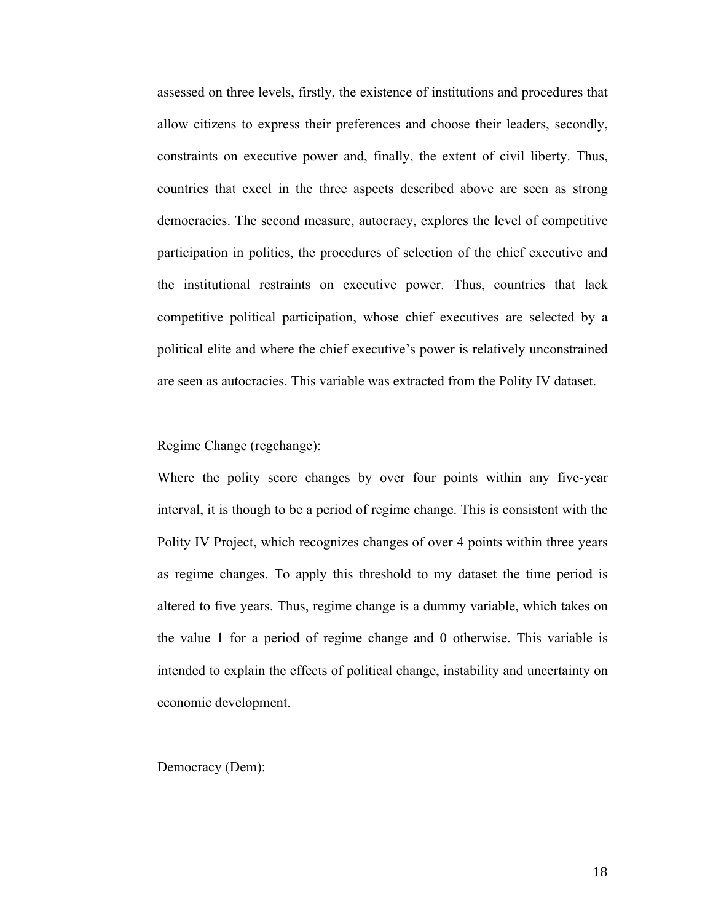assessed on three levels, firstly, the existence of institutions and procedures that allow citizens to express their preferences and choose their leaders, secondly, constraints on executive power and, finally, the extent of civil liberty. Thus, countries that excel in the three aspects described above are seen as strong democracies. The second measure, autocracy, explores the level of competitive participation in politics, the procedures of selection of the chief executive and the institutional restraints on executive power. Thus, countries that lack competitive political participation, whose chief executives are selected by a political elite and where the chief executive's power is relatively unconstrained are seen as autocracies. This variable was extracted from the Polity IV dataset.

Regime Change (regchange):

Where the polity score changes by over four points within any five-year interval, it is though to be a period of regime change. This is consistent with the Polity IV Project, which recognizes changes of over 4 points within three years as regime changes. To apply this threshold to my dataset the time period is altered to five years. Thus, regime change is a dummy variable, which takes on the value 1 for a period of regime change and 0 otherwise. This variable is intended to explain the effects of political change, instability and uncertainty on economic development.

Democracy (Dem):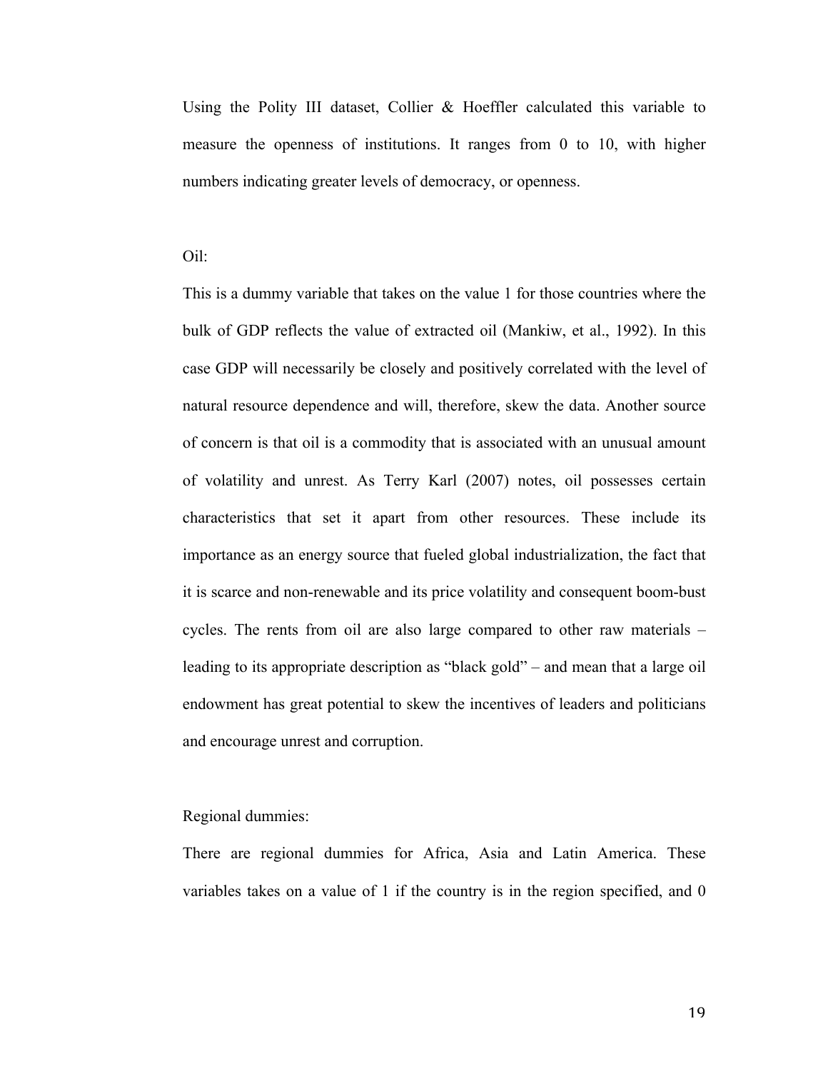Using the Polity III dataset, Collier & Hoeffler calculated this variable to measure the openness of institutions. It ranges from 0 to 10, with higher numbers indicating greater levels of democracy, or openness.

Oil:

This is a dummy variable that takes on the value 1 for those countries where the bulk of GDP reflects the value of extracted oil (Mankiw, et al., 1992). In this case GDP will necessarily be closely and positively correlated with the level of natural resource dependence and will, therefore, skew the data. Another source of concern is that oil is a commodity that is associated with an unusual amount of volatility and unrest. As Terry Karl (2007) notes, oil possesses certain characteristics that set it apart from other resources. These include its importance as an energy source that fueled global industrialization, the fact that it is scarce and non-renewable and its price volatility and consequent boom-bust cycles. The rents from oil are also large compared to other raw materials – leading to its appropriate description as "black gold" – and mean that a large oil endowment has great potential to skew the incentives of leaders and politicians and encourage unrest and corruption.

Regional dummies:

There are regional dummies for Africa, Asia and Latin America. These variables takes on a value of 1 if the country is in the region specified, and 0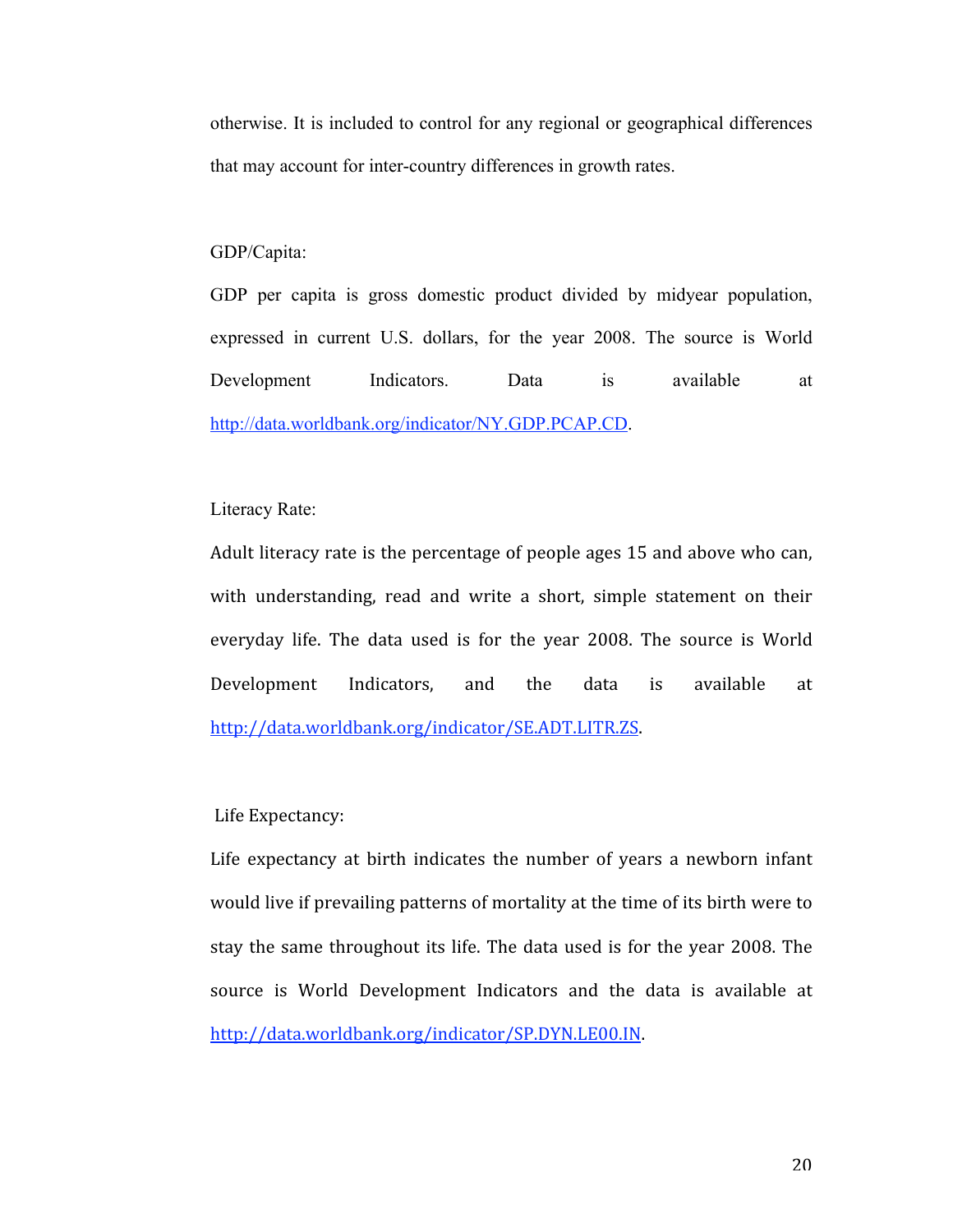otherwise. It is included to control for any regional or geographical differences that may account for inter-country differences in growth rates.

GDP/Capita:

GDP per capita is gross domestic product divided by midyear population, expressed in current U.S. dollars, for the year 2008. The source is World Development Indicators. Data is available at http://data.worldbank.org/indicator/NY.GDP.PCAP.CD.

Literacy Rate:

Adult literacy rate is the percentage of people ages 15 and above who can, with understanding, read and write a short, simple statement on their everyday life. The data used is for the year 2008. The source is World Development Indicators, and the data is available at http://data.worldbank.org/indicator/SE.ADT.LITR.ZS.

Life Expectancy:

Life expectancy at birth indicates the number of years a newborn infant would live if prevailing patterns of mortality at the time of its birth were to stay the same throughout its life. The data used is for the year 2008. The source is World Development Indicators and the data is available at http://data.worldbank.org/indicator/SP.DYN.LE00.IN.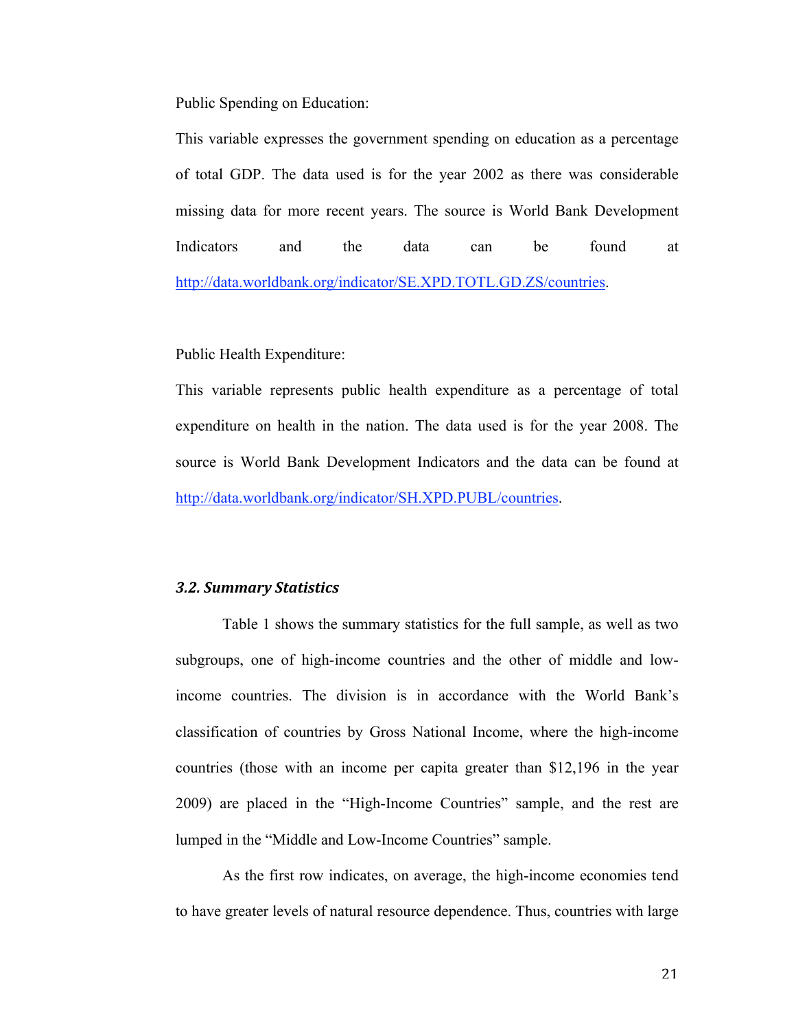Public Spending on Education:

This variable expresses the government spending on education as a percentage of total GDP. The data used is for the year 2002 as there was considerable missing data for more recent years. The source is World Bank Development Indicators and the data can be found at http://data.worldbank.org/indicator/SE.XPD.TOTL.GD.ZS/countries.

Public Health Expenditure:

This variable represents public health expenditure as a percentage of total expenditure on health in the nation. The data used is for the year 2008. The source is World Bank Development Indicators and the data can be found at http://data.worldbank.org/indicator/SH.XPD.PUBL/countries.

### *3.2. Summary Statistics*

Table 1 shows the summary statistics for the full sample, as well as two subgroups, one of high-income countries and the other of middle and low-income countries. The division is in accordance with the World Bank's classification of countries by Gross National Income, where the high-income countries (those with an income per capita greater than $12,196 in the year 2009) are placed in the "High-Income Countries" sample, and the rest are lumped in the "Middle and Low-Income Countries" sample.

As the first row indicates, on average, the high-income economies tend to have greater levels of natural resource dependence. Thus, countries with large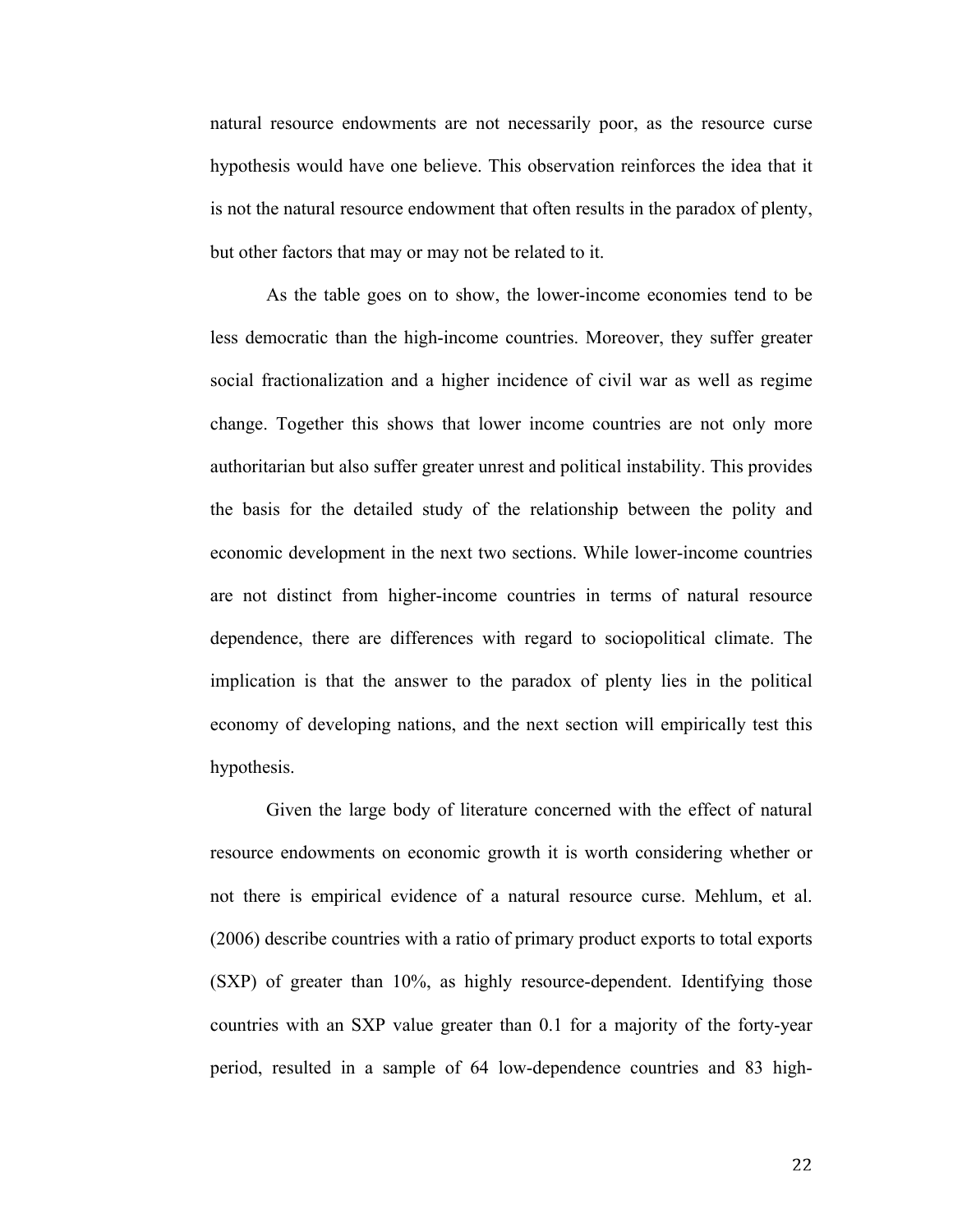natural resource endowments are not necessarily poor, as the resource curse hypothesis would have one believe. This observation reinforces the idea that it is not the natural resource endowment that often results in the paradox of plenty, but other factors that may or may not be related to it.

As the table goes on to show, the lower-income economies tend to be less democratic than the high-income countries. Moreover, they suffer greater social fractionalization and a higher incidence of civil war as well as regime change. Together this shows that lower income countries are not only more authoritarian but also suffer greater unrest and political instability. This provides the basis for the detailed study of the relationship between the polity and economic development in the next two sections. While lower-income countries are not distinct from higher-income countries in terms of natural resource dependence, there are differences with regard to sociopolitical climate. The implication is that the answer to the paradox of plenty lies in the political economy of developing nations, and the next section will empirically test this hypothesis.

Given the large body of literature concerned with the effect of natural resource endowments on economic growth it is worth considering whether or not there is empirical evidence of a natural resource curse. Mehlum, et al. (2006) describe countries with a ratio of primary product exports to total exports (SXP) of greater than 10%, as highly resource-dependent. Identifying those countries with an SXP value greater than 0.1 for a majority of the forty-year period, resulted in a sample of 64 low-dependence countries and 83 high-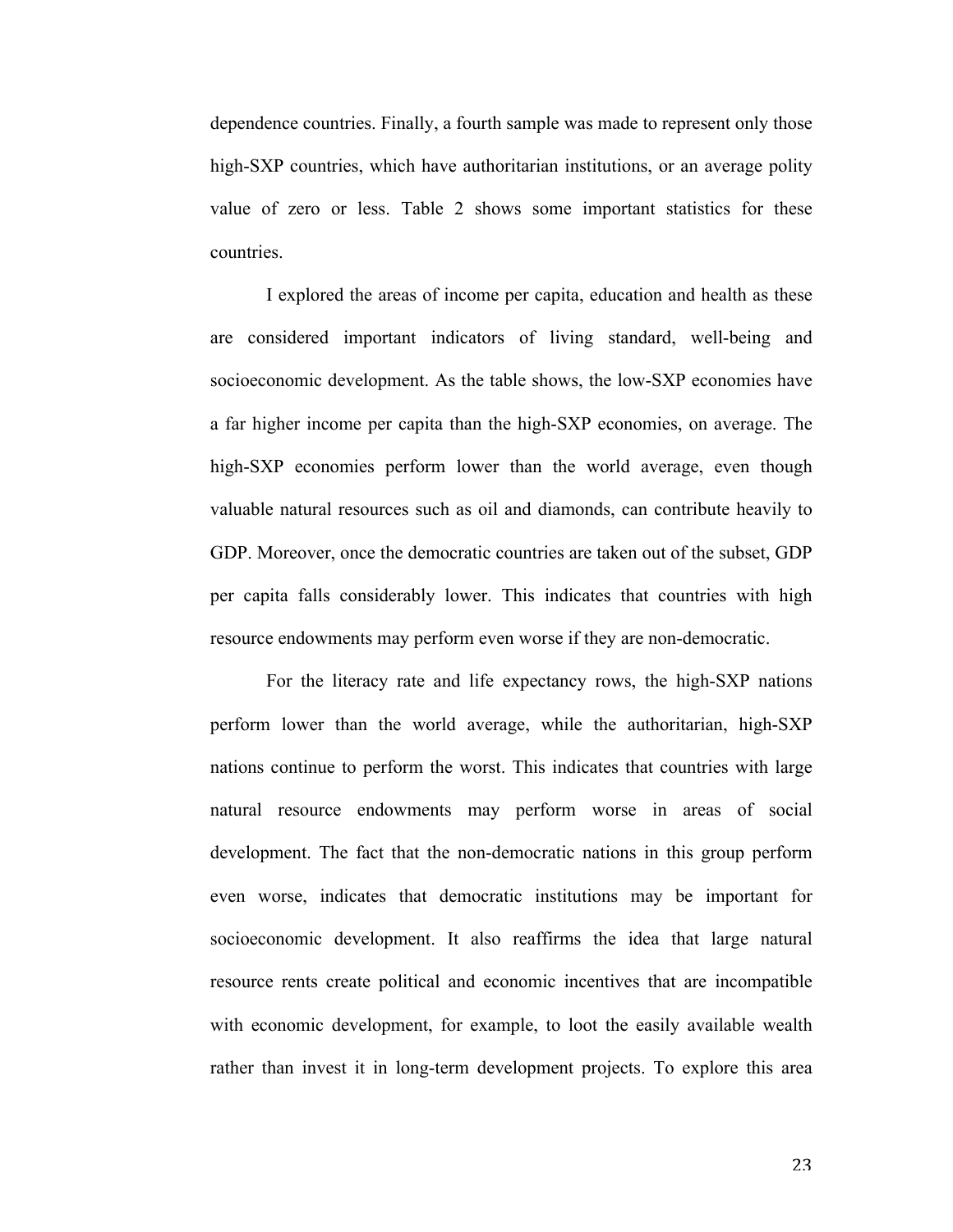dependence countries. Finally, a fourth sample was made to represent only those high-SXP countries, which have authoritarian institutions, or an average polity value of zero or less. Table 2 shows some important statistics for these countries.

I explored the areas of income per capita, education and health as these are considered important indicators of living standard, well-being and socioeconomic development. As the table shows, the low-SXP economies have a far higher income per capita than the high-SXP economies, on average. The high-SXP economies perform lower than the world average, even though valuable natural resources such as oil and diamonds, can contribute heavily to GDP. Moreover, once the democratic countries are taken out of the subset, GDP per capita falls considerably lower. This indicates that countries with high resource endowments may perform even worse if they are non-democratic.

For the literacy rate and life expectancy rows, the high-SXP nations perform lower than the world average, while the authoritarian, high-SXP nations continue to perform the worst. This indicates that countries with large natural resource endowments may perform worse in areas of social development. The fact that the non-democratic nations in this group perform even worse, indicates that democratic institutions may be important for socioeconomic development. It also reaffirms the idea that large natural resource rents create political and economic incentives that are incompatible with economic development, for example, to loot the easily available wealth rather than invest it in long-term development projects. To explore this area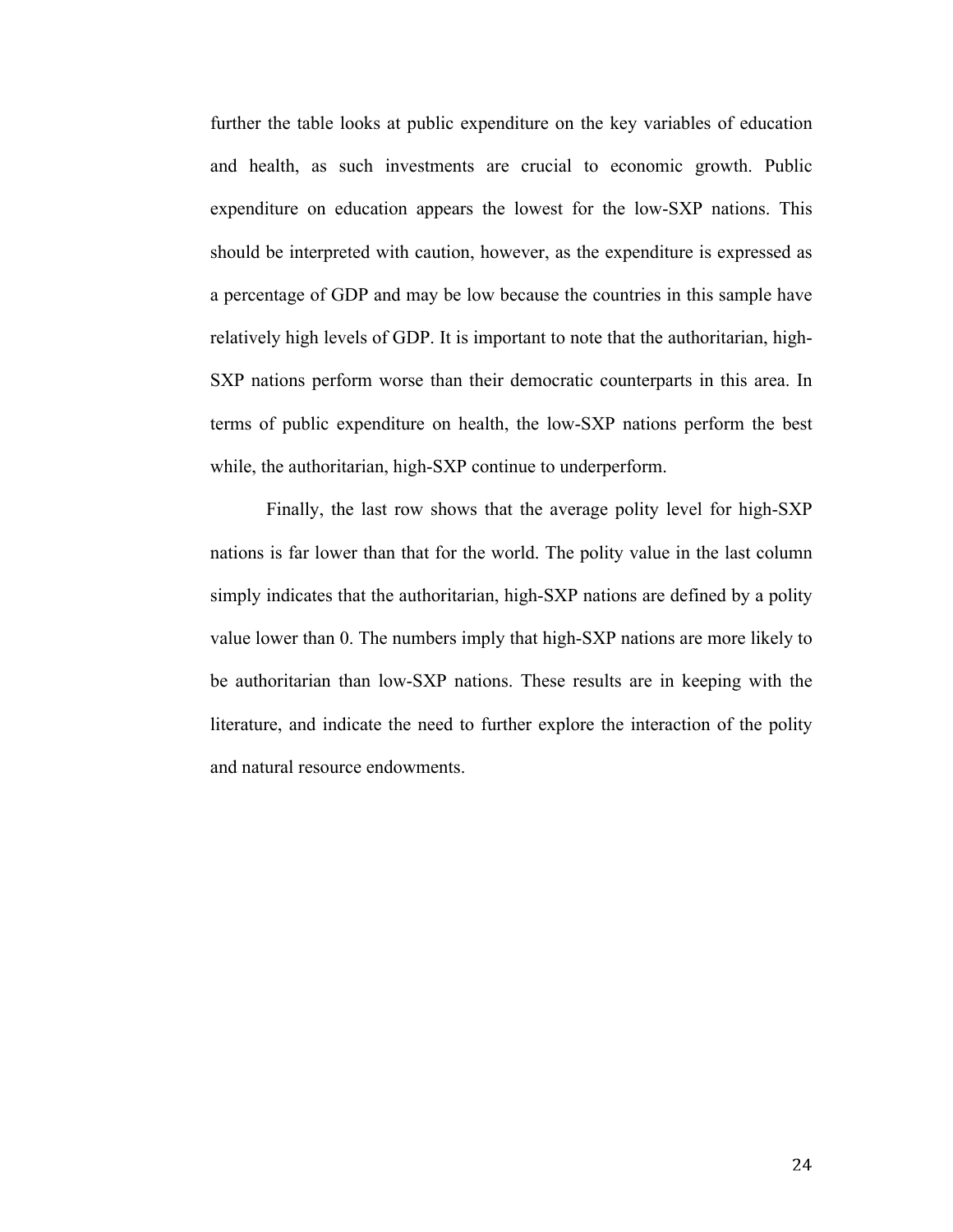further the table looks at public expenditure on the key variables of education and health, as such investments are crucial to economic growth. Public expenditure on education appears the lowest for the low-SXP nations. This should be interpreted with caution, however, as the expenditure is expressed as a percentage of GDP and may be low because the countries in this sample have relatively high levels of GDP. It is important to note that the authoritarian, high-SXP nations perform worse than their democratic counterparts in this area. In terms of public expenditure on health, the low-SXP nations perform the best while, the authoritarian, high-SXP continue to underperform.

Finally, the last row shows that the average polity level for high-SXP nations is far lower than that for the world. The polity value in the last column simply indicates that the authoritarian, high-SXP nations are defined by a polity value lower than 0. The numbers imply that high-SXP nations are more likely to be authoritarian than low-SXP nations. These results are in keeping with the literature, and indicate the need to further explore the interaction of the polity and natural resource endowments.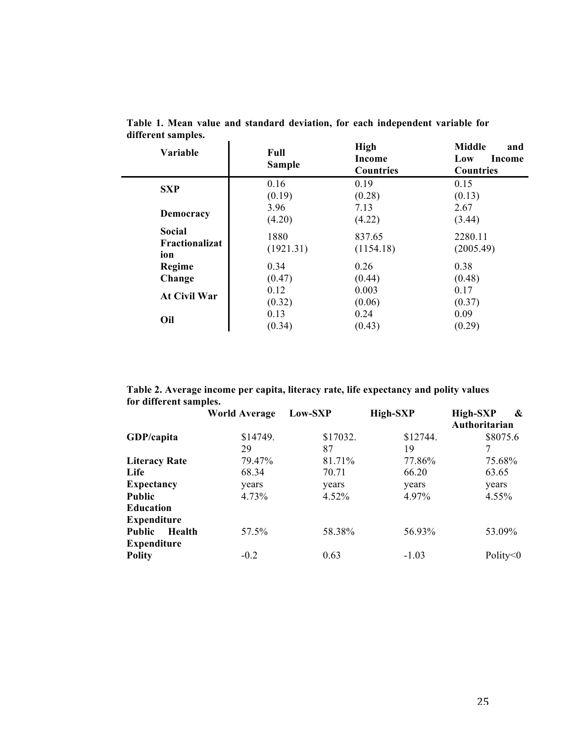**Table 1. Mean value and standard deviation, for each independent variable for different samples.**

| Variable | Full Sample | High Income Countries | Middle and Low Income Countries |
|---|---|---|---|
| **SXP** | 0.16 (0.19) | 0.19 (0.28) | 0.15 (0.13) |
| **Democracy** | 3.96 (4.20) | 7.13 (4.22) | 2.67 (3.44) |
| **Social Fractionalization** | 1880 (1921.31) | 837.65 (1154.18) | 2280.11 (2005.49) |
| **Regime Change** | 0.34 (0.47) | 0.26 (0.44) | 0.38 (0.48) |
| **At Civil War** | 0.12 (0.32) | 0.003 (0.06) | 0.17 (0.37) |
| **Oil** | 0.13 (0.34) | 0.24 (0.43) | 0.09 (0.29) |

**Table 2. Average income per capita, literacy rate, life expectancy and polity values for different samples.**

| | World Average | Low-SXP | High-SXP | High-SXP & Authoritarian |
|---|---|---|---|---|
| **GDP/capita** | $14749.29 | $17032.87 | $12744.19 | $8075.67 |
| **Literacy Rate** | 79.47% | 81.71% | 77.86% | 75.68% |
| **Life Expectancy** | 68.34 years | 70.71 years | 66.20 years | 63.65 years |
| **Public Education Expenditure** | 4.73% | 4.52% | 4.97% | 4.55% |
| **Public Health Expenditure** | 57.5% | 58.38% | 56.93% | 53.09% |
| **Polity** | -0.2 | 0.63 | -1.03 | Polity<0 |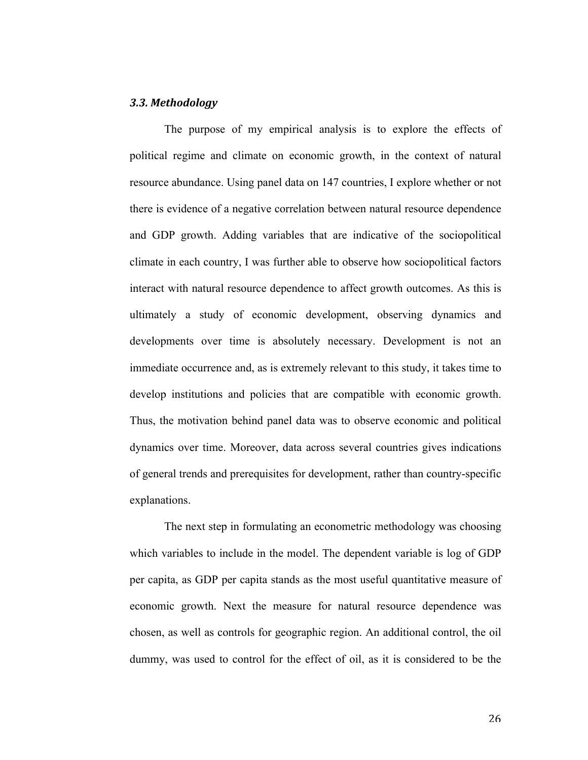### *3.3. Methodology*

The purpose of my empirical analysis is to explore the effects of political regime and climate on economic growth, in the context of natural resource abundance. Using panel data on 147 countries, I explore whether or not there is evidence of a negative correlation between natural resource dependence and GDP growth. Adding variables that are indicative of the sociopolitical climate in each country, I was further able to observe how sociopolitical factors interact with natural resource dependence to affect growth outcomes. As this is ultimately a study of economic development, observing dynamics and developments over time is absolutely necessary. Development is not an immediate occurrence and, as is extremely relevant to this study, it takes time to develop institutions and policies that are compatible with economic growth. Thus, the motivation behind panel data was to observe economic and political dynamics over time. Moreover, data across several countries gives indications of general trends and prerequisites for development, rather than country-specific explanations.

The next step in formulating an econometric methodology was choosing which variables to include in the model. The dependent variable is log of GDP per capita, as GDP per capita stands as the most useful quantitative measure of economic growth. Next the measure for natural resource dependence was chosen, as well as controls for geographic region. An additional control, the oil dummy, was used to control for the effect of oil, as it is considered to be the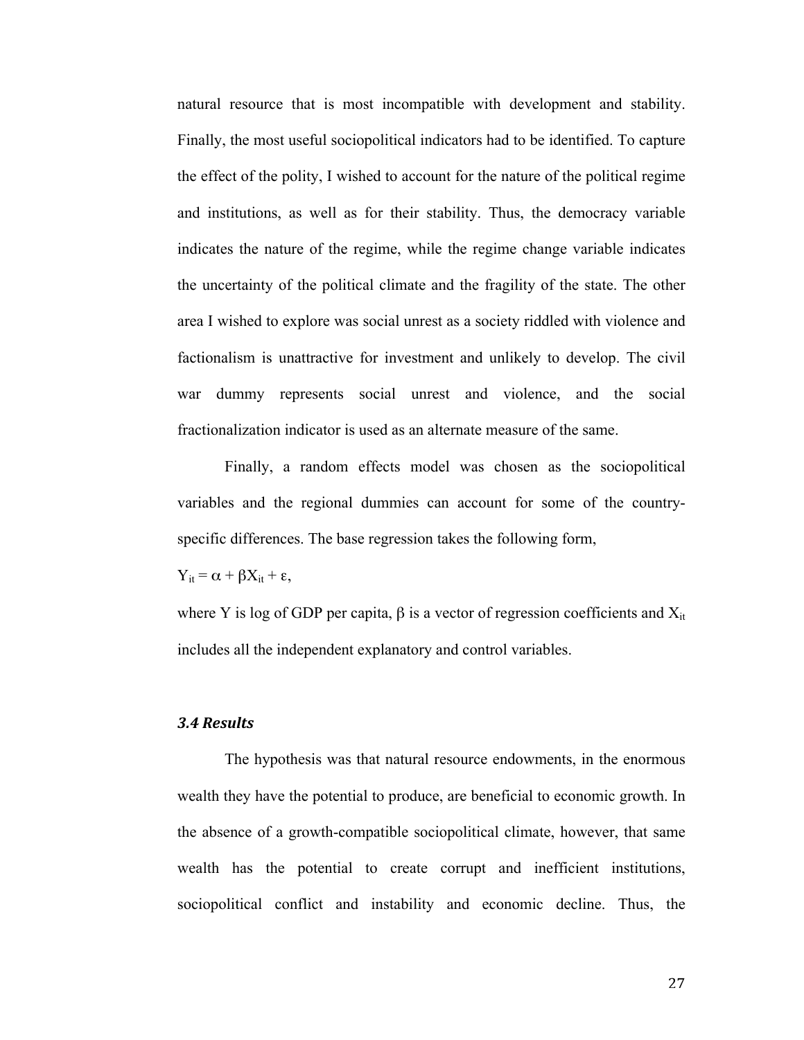natural resource that is most incompatible with development and stability. Finally, the most useful sociopolitical indicators had to be identified. To capture the effect of the polity, I wished to account for the nature of the political regime and institutions, as well as for their stability. Thus, the democracy variable indicates the nature of the regime, while the regime change variable indicates the uncertainty of the political climate and the fragility of the state. The other area I wished to explore was social unrest as a society riddled with violence and factionalism is unattractive for investment and unlikely to develop. The civil war dummy represents social unrest and violence, and the social fractionalization indicator is used as an alternate measure of the same.

Finally, a random effects model was chosen as the sociopolitical variables and the regional dummies can account for some of the country-specific differences. The base regression takes the following form,

$Y_{it} = \alpha + \beta X_{it} + \varepsilon$,

where Y is log of GDP per capita, $\beta$ is a vector of regression coefficients and $X_{it}$ includes all the independent explanatory and control variables.

### *3.4 Results*

The hypothesis was that natural resource endowments, in the enormous wealth they have the potential to produce, are beneficial to economic growth. In the absence of a growth-compatible sociopolitical climate, however, that same wealth has the potential to create corrupt and inefficient institutions, sociopolitical conflict and instability and economic decline. Thus, the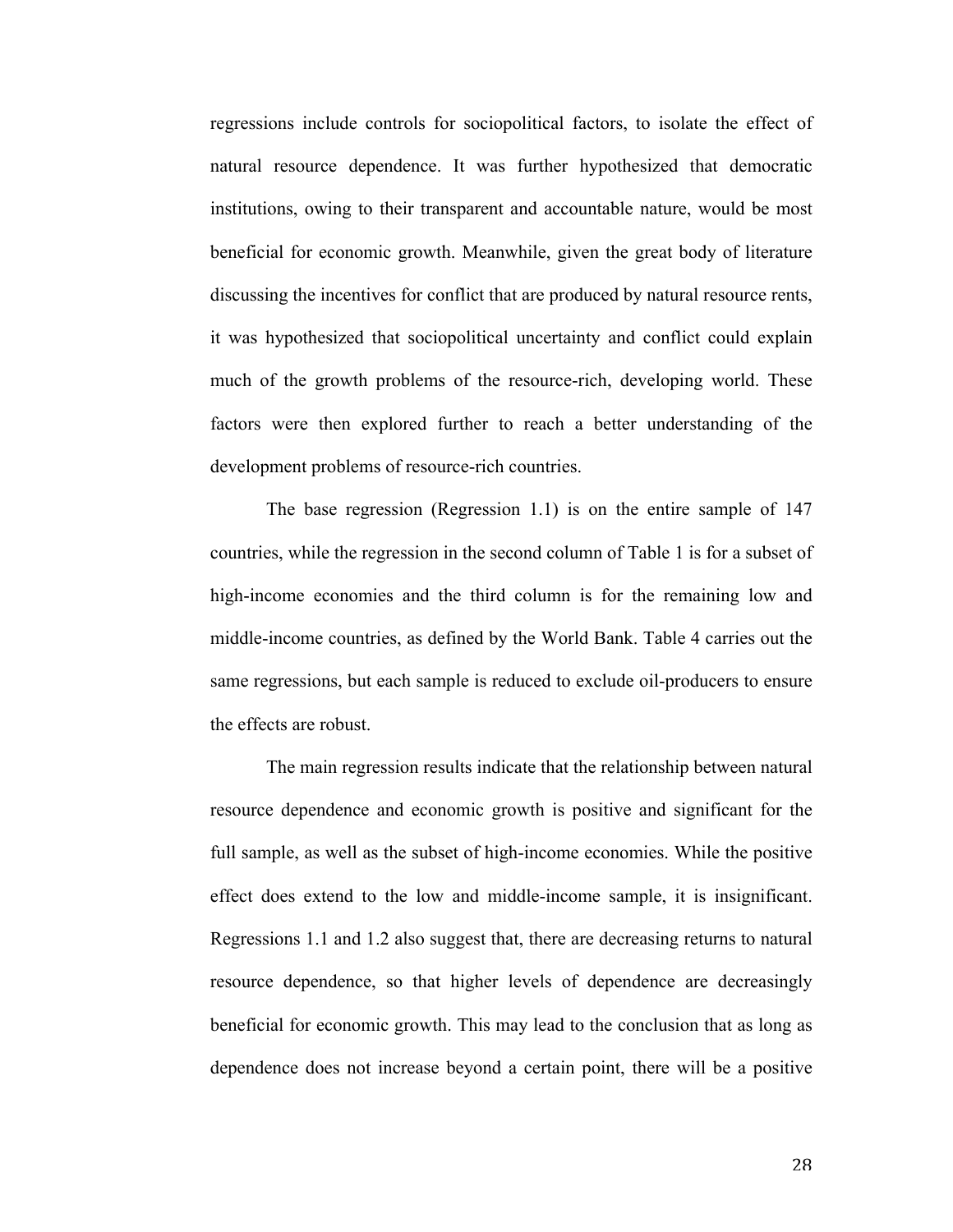regressions include controls for sociopolitical factors, to isolate the effect of natural resource dependence. It was further hypothesized that democratic institutions, owing to their transparent and accountable nature, would be most beneficial for economic growth. Meanwhile, given the great body of literature discussing the incentives for conflict that are produced by natural resource rents, it was hypothesized that sociopolitical uncertainty and conflict could explain much of the growth problems of the resource-rich, developing world. These factors were then explored further to reach a better understanding of the development problems of resource-rich countries.

The base regression (Regression 1.1) is on the entire sample of 147 countries, while the regression in the second column of Table 1 is for a subset of high-income economies and the third column is for the remaining low and middle-income countries, as defined by the World Bank. Table 4 carries out the same regressions, but each sample is reduced to exclude oil-producers to ensure the effects are robust.

The main regression results indicate that the relationship between natural resource dependence and economic growth is positive and significant for the full sample, as well as the subset of high-income economies. While the positive effect does extend to the low and middle-income sample, it is insignificant. Regressions 1.1 and 1.2 also suggest that, there are decreasing returns to natural resource dependence, so that higher levels of dependence are decreasingly beneficial for economic growth. This may lead to the conclusion that as long as dependence does not increase beyond a certain point, there will be a positive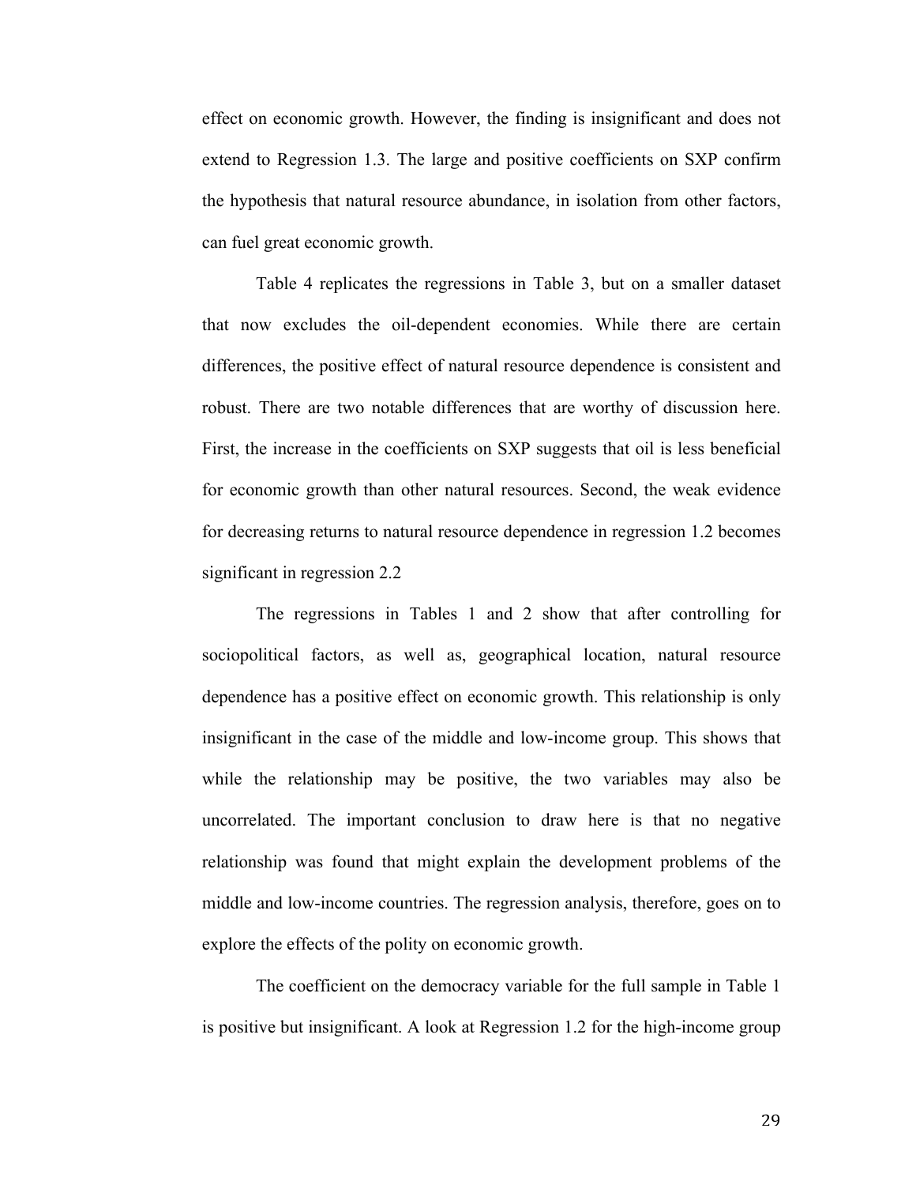effect on economic growth. However, the finding is insignificant and does not extend to Regression 1.3. The large and positive coefficients on SXP confirm the hypothesis that natural resource abundance, in isolation from other factors, can fuel great economic growth.

Table 4 replicates the regressions in Table 3, but on a smaller dataset that now excludes the oil-dependent economies. While there are certain differences, the positive effect of natural resource dependence is consistent and robust. There are two notable differences that are worthy of discussion here. First, the increase in the coefficients on SXP suggests that oil is less beneficial for economic growth than other natural resources. Second, the weak evidence for decreasing returns to natural resource dependence in regression 1.2 becomes significant in regression 2.2

The regressions in Tables 1 and 2 show that after controlling for sociopolitical factors, as well as, geographical location, natural resource dependence has a positive effect on economic growth. This relationship is only insignificant in the case of the middle and low-income group. This shows that while the relationship may be positive, the two variables may also be uncorrelated. The important conclusion to draw here is that no negative relationship was found that might explain the development problems of the middle and low-income countries. The regression analysis, therefore, goes on to explore the effects of the polity on economic growth.

The coefficient on the democracy variable for the full sample in Table 1 is positive but insignificant. A look at Regression 1.2 for the high-income group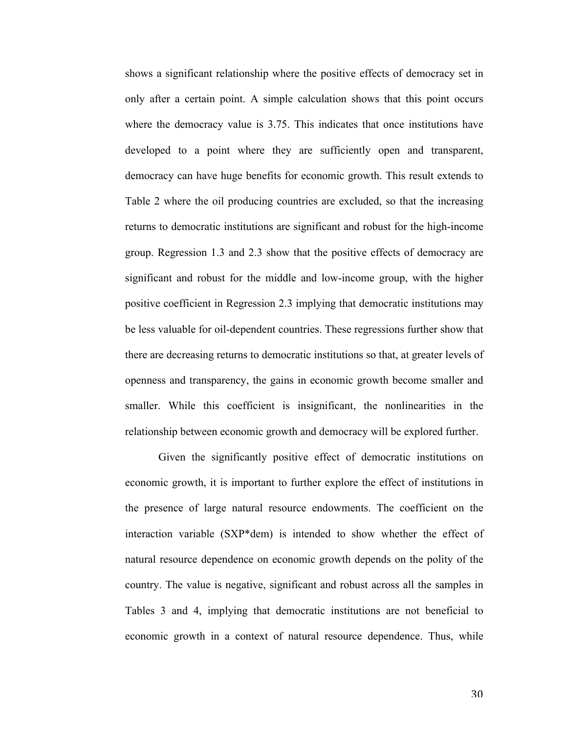shows a significant relationship where the positive effects of democracy set in only after a certain point. A simple calculation shows that this point occurs where the democracy value is 3.75. This indicates that once institutions have developed to a point where they are sufficiently open and transparent, democracy can have huge benefits for economic growth. This result extends to Table 2 where the oil producing countries are excluded, so that the increasing returns to democratic institutions are significant and robust for the high-income group. Regression 1.3 and 2.3 show that the positive effects of democracy are significant and robust for the middle and low-income group, with the higher positive coefficient in Regression 2.3 implying that democratic institutions may be less valuable for oil-dependent countries. These regressions further show that there are decreasing returns to democratic institutions so that, at greater levels of openness and transparency, the gains in economic growth become smaller and smaller. While this coefficient is insignificant, the nonlinearities in the relationship between economic growth and democracy will be explored further.

Given the significantly positive effect of democratic institutions on economic growth, it is important to further explore the effect of institutions in the presence of large natural resource endowments. The coefficient on the interaction variable (SXP*dem) is intended to show whether the effect of natural resource dependence on economic growth depends on the polity of the country. The value is negative, significant and robust across all the samples in Tables 3 and 4, implying that democratic institutions are not beneficial to economic growth in a context of natural resource dependence. Thus, while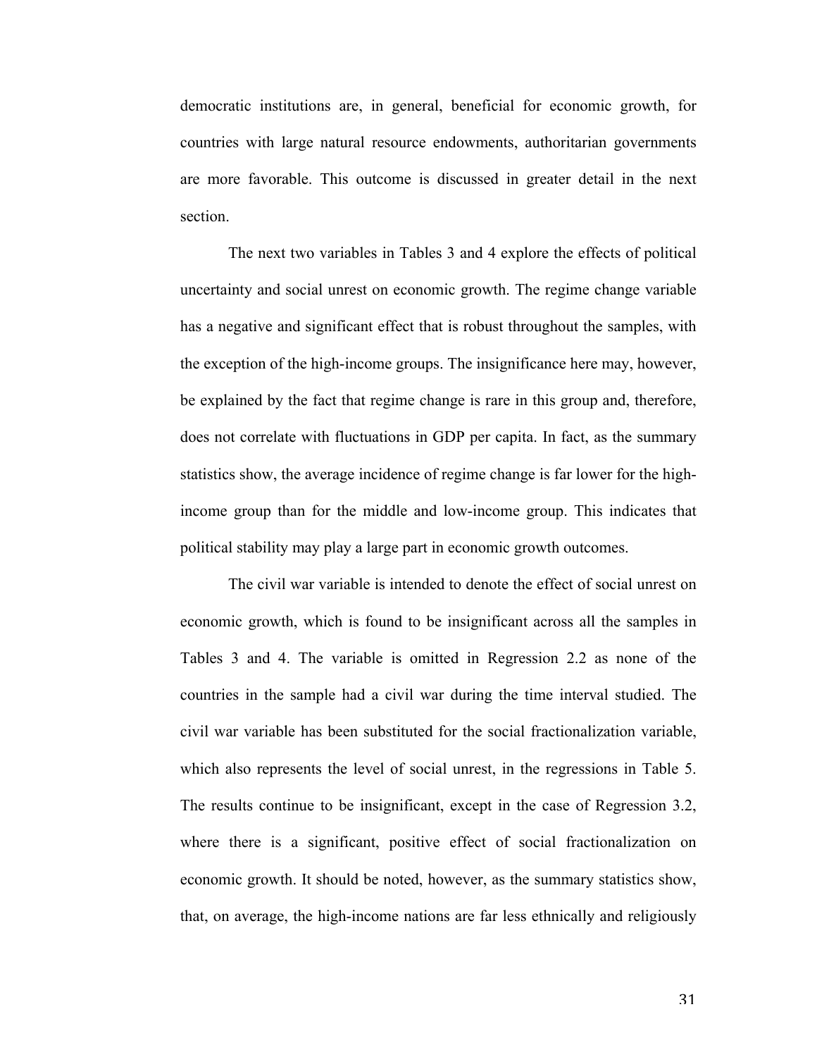democratic institutions are, in general, beneficial for economic growth, for countries with large natural resource endowments, authoritarian governments are more favorable. This outcome is discussed in greater detail in the next section.

The next two variables in Tables 3 and 4 explore the effects of political uncertainty and social unrest on economic growth. The regime change variable has a negative and significant effect that is robust throughout the samples, with the exception of the high-income groups. The insignificance here may, however, be explained by the fact that regime change is rare in this group and, therefore, does not correlate with fluctuations in GDP per capita. In fact, as the summary statistics show, the average incidence of regime change is far lower for the high-income group than for the middle and low-income group. This indicates that political stability may play a large part in economic growth outcomes.

The civil war variable is intended to denote the effect of social unrest on economic growth, which is found to be insignificant across all the samples in Tables 3 and 4. The variable is omitted in Regression 2.2 as none of the countries in the sample had a civil war during the time interval studied. The civil war variable has been substituted for the social fractionalization variable, which also represents the level of social unrest, in the regressions in Table 5. The results continue to be insignificant, except in the case of Regression 3.2, where there is a significant, positive effect of social fractionalization on economic growth. It should be noted, however, as the summary statistics show, that, on average, the high-income nations are far less ethnically and religiously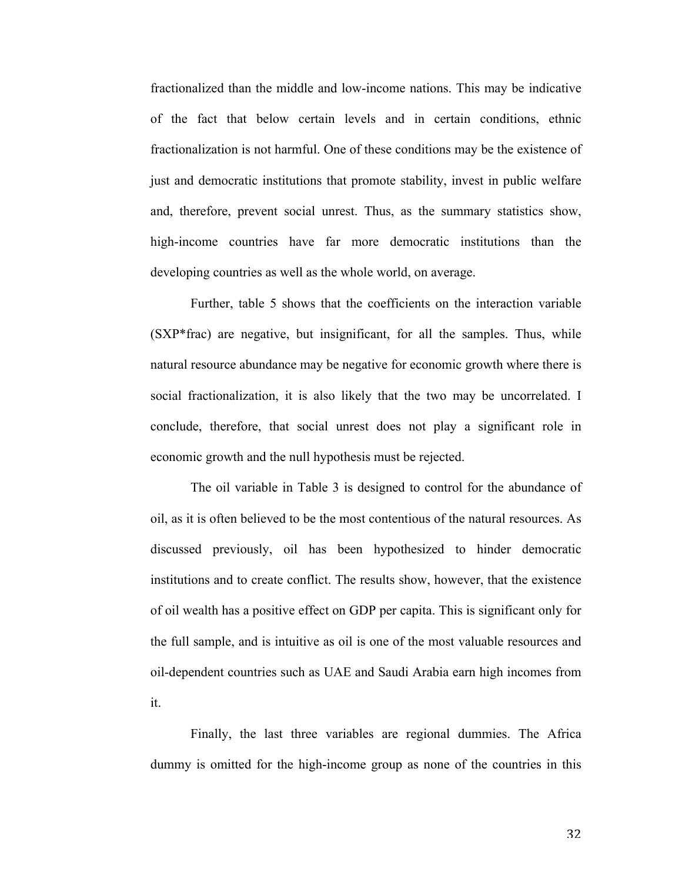fractionalized than the middle and low-income nations. This may be indicative of the fact that below certain levels and in certain conditions, ethnic fractionalization is not harmful. One of these conditions may be the existence of just and democratic institutions that promote stability, invest in public welfare and, therefore, prevent social unrest. Thus, as the summary statistics show, high-income countries have far more democratic institutions than the developing countries as well as the whole world, on average.

Further, table 5 shows that the coefficients on the interaction variable (SXP*frac) are negative, but insignificant, for all the samples. Thus, while natural resource abundance may be negative for economic growth where there is social fractionalization, it is also likely that the two may be uncorrelated. I conclude, therefore, that social unrest does not play a significant role in economic growth and the null hypothesis must be rejected.

The oil variable in Table 3 is designed to control for the abundance of oil, as it is often believed to be the most contentious of the natural resources. As discussed previously, oil has been hypothesized to hinder democratic institutions and to create conflict. The results show, however, that the existence of oil wealth has a positive effect on GDP per capita. This is significant only for the full sample, and is intuitive as oil is one of the most valuable resources and oil-dependent countries such as UAE and Saudi Arabia earn high incomes from it.

Finally, the last three variables are regional dummies. The Africa dummy is omitted for the high-income group as none of the countries in this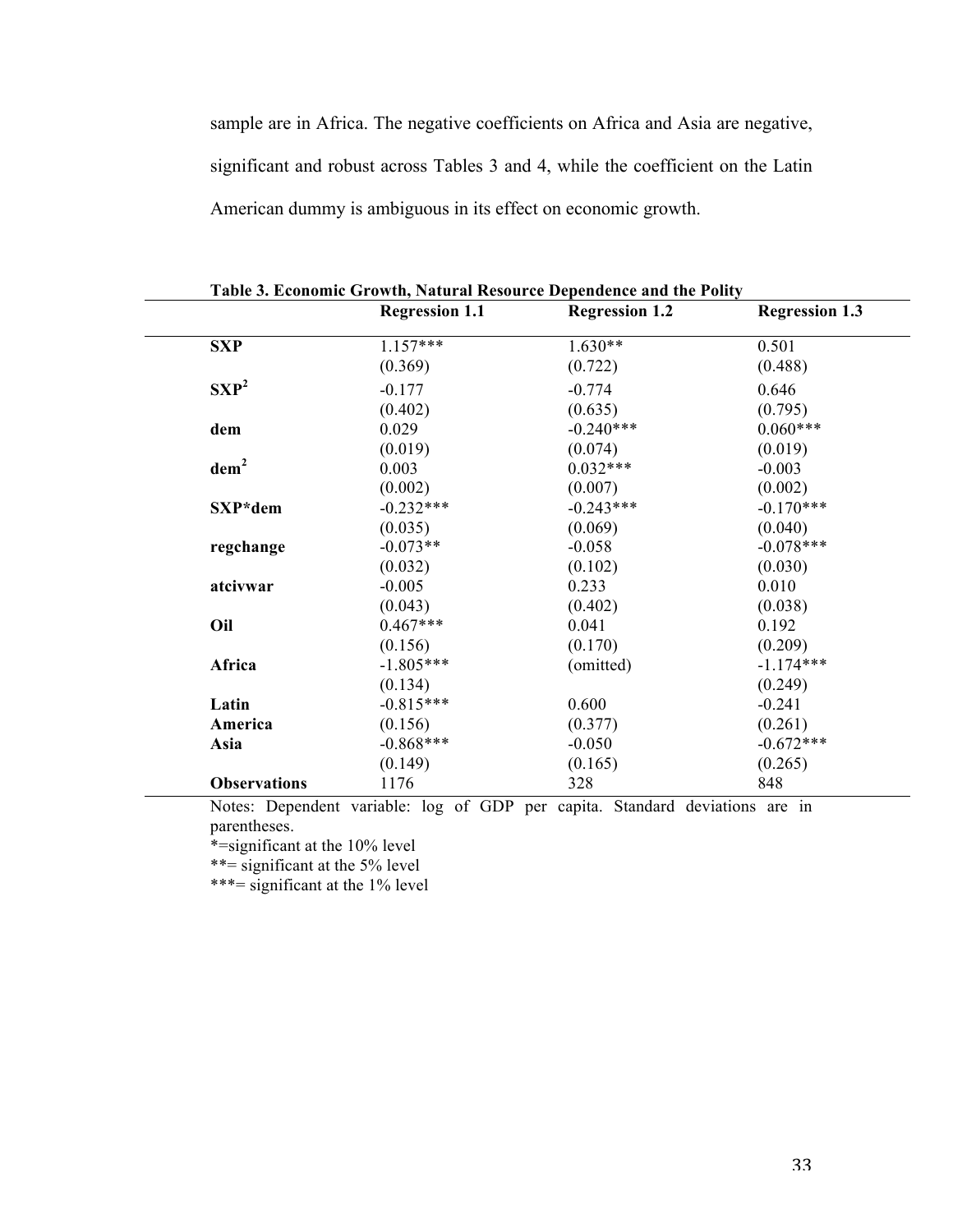sample are in Africa. The negative coefficients on Africa and Asia are negative, significant and robust across Tables 3 and 4, while the coefficient on the Latin American dummy is ambiguous in its effect on economic growth.

**Table 3. Economic Growth, Natural Resource Dependence and the Polity**

| | Regression 1.1 | Regression 1.2 | Regression 1.3 |
|---|---|---|---|
| **SXP** | 1.157***<br>(0.369) | 1.630**<br>(0.722) | 0.501<br>(0.488) |
| **$SXP^2$** | -0.177<br>(0.402) | -0.774<br>(0.635) | 0.646<br>(0.795) |
| **dem** | 0.029<br>(0.019) | -0.240***<br>(0.074) | 0.060***<br>(0.019) |
| **$dem^2$** | 0.003<br>(0.002) | 0.032***<br>(0.007) | -0.003<br>(0.002) |
| **SXP*dem** | -0.232***<br>(0.035) | -0.243***<br>(0.069) | -0.170***<br>(0.040) |
| **regchange** | -0.073**<br>(0.032) | -0.058<br>(0.102) | -0.078***<br>(0.030) |
| **atcivwar** | -0.005<br>(0.043) | 0.233<br>(0.402) | 0.010<br>(0.038) |
| **Oil** | 0.467***<br>(0.156) | 0.041<br>(0.170) | 0.192<br>(0.209) |
| **Africa** | -1.805***<br>(0.134) | (omitted) | -1.174***<br>(0.249) |
| **Latin America** | -0.815***<br>(0.156) | 0.600<br>(0.377) | -0.241<br>(0.261) |
| **Asia** | -0.868***<br>(0.149) | -0.050<br>(0.165) | -0.672***<br>(0.265) |
| **Observations** | 1176 | 328 | 848 |

Notes: Dependent variable: log of GDP per capita. Standard deviations are in parentheses.

*=significant at the 10% level

**= significant at the 5% level

***= significant at the 1% level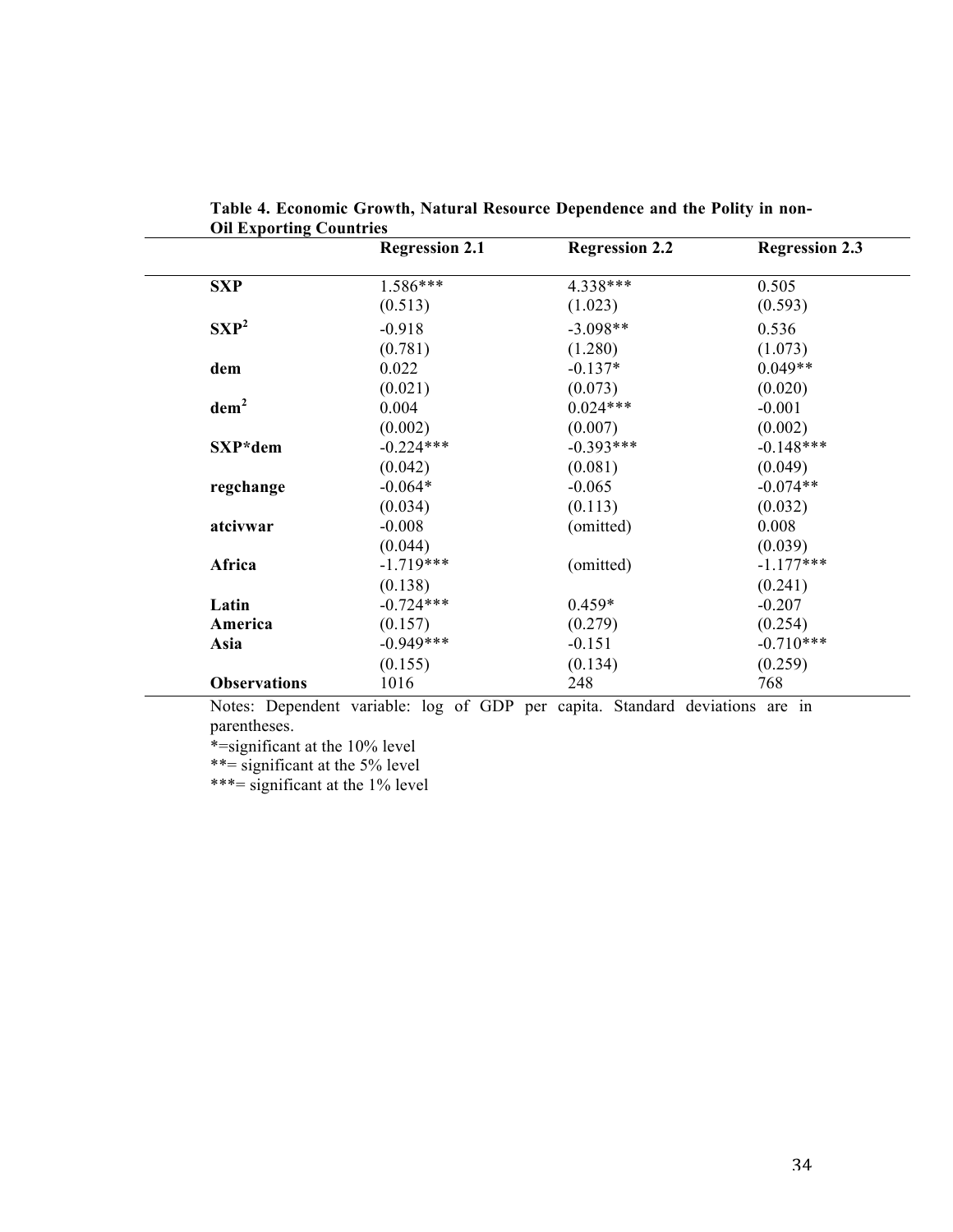**Table 4. Economic Growth, Natural Resource Dependence and the Polity in non-Oil Exporting Countries**

| | Regression 2.1 | Regression 2.2 | Regression 2.3 |
|---|---|---|---|
| **SXP** | 1.586*** | 4.338*** | 0.505 |
| | (0.513) | (1.023) | (0.593) |
| **$SXP^2$** | -0.918 | -3.098** | 0.536 |
| | (0.781) | (1.280) | (1.073) |
| **dem** | 0.022 | -0.137* | 0.049** |
| | (0.021) | (0.073) | (0.020) |
| **$dem^2$** | 0.004 | 0.024*** | -0.001 |
| | (0.002) | (0.007) | (0.002) |
| **SXP*dem** | -0.224*** | -0.393*** | -0.148*** |
| | (0.042) | (0.081) | (0.049) |
| **regchange** | -0.064* | -0.065 | -0.074** |
| | (0.034) | (0.113) | (0.032) |
| **atcivwar** | -0.008 | (omitted) | 0.008 |
| | (0.044) | | (0.039) |
| **Africa** | -1.719*** | (omitted) | -1.177*** |
| | (0.138) | | (0.241) |
| **Latin America** | -0.724*** | 0.459* | -0.207 |
| | (0.157) | (0.279) | (0.254) |
| **Asia** | -0.949*** | -0.151 | -0.710*** |
| | (0.155) | (0.134) | (0.259) |
| **Observations** | 1016 | 248 | 768 |

Notes: Dependent variable: log of GDP per capita. Standard deviations are in parentheses.
*=significant at the 10% level
**= significant at the 5% level
***= significant at the 1% level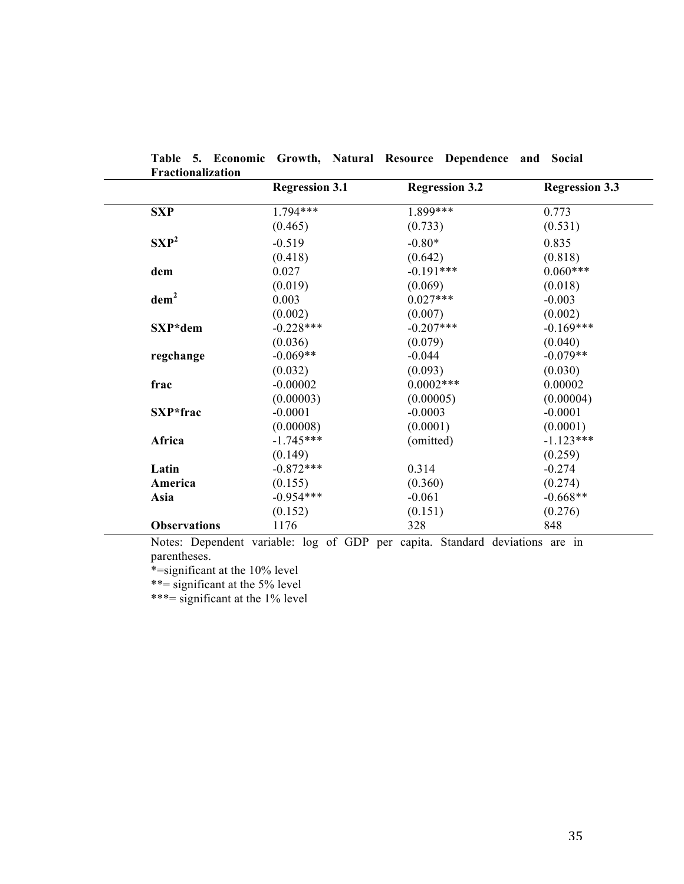**Table 5. Economic Growth, Natural Resource Dependence and Social Fractionalization**

| | Regression 3.1 | Regression 3.2 | Regression 3.3 |
|---|---|---|---|
| **SXP** | 1.794*** | 1.899*** | 0.773 |
| | (0.465) | (0.733) | (0.531) |
| **$SXP^2$** | -0.519 | -0.80* | 0.835 |
| | (0.418) | (0.642) | (0.818) |
| **dem** | 0.027 | -0.191*** | 0.060*** |
| | (0.019) | (0.069) | (0.018) |
| **$dem^2$** | 0.003 | 0.027*** | -0.003 |
| | (0.002) | (0.007) | (0.002) |
| **SXP*dem** | -0.228*** | -0.207*** | -0.169*** |
| | (0.036) | (0.079) | (0.040) |
| **regchange** | -0.069** | -0.044 | -0.079** |
| | (0.032) | (0.093) | (0.030) |
| **frac** | -0.00002 | 0.0002*** | 0.00002 |
| | (0.00003) | (0.00005) | (0.00004) |
| **SXP*frac** | -0.0001 | -0.0003 | -0.0001 |
| | (0.00008) | (0.0001) | (0.0001) |
| **Africa** | -1.745*** | (omitted) | -1.123*** |
| | (0.149) | | (0.259) |
| **Latin America** | -0.872*** | 0.314 | -0.274 |
| | (0.155) | (0.360) | (0.274) |
| **Asia** | -0.954*** | -0.061 | -0.668** |
| | (0.152) | (0.151) | (0.276) |
| **Observations** | 1176 | 328 | 848 |

Notes: Dependent variable: log of GDP per capita. Standard deviations are in parentheses.

*=significant at the 10% level

**= significant at the 5% level

***= significant at the 1% level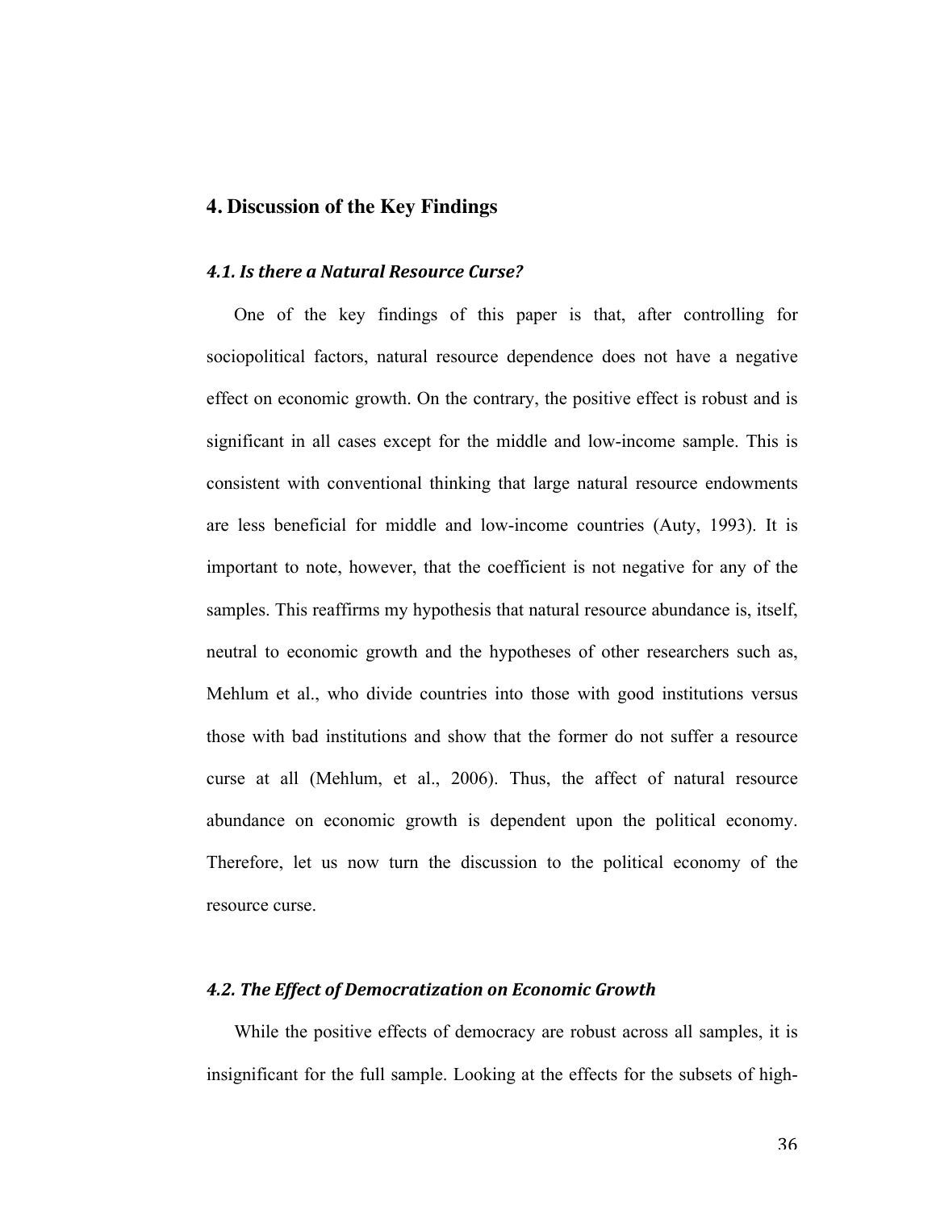## 4. Discussion of the Key Findings

### *4.1. Is there a Natural Resource Curse?*

One of the key findings of this paper is that, after controlling for sociopolitical factors, natural resource dependence does not have a negative effect on economic growth. On the contrary, the positive effect is robust and is significant in all cases except for the middle and low-income sample. This is consistent with conventional thinking that large natural resource endowments are less beneficial for middle and low-income countries (Auty, 1993). It is important to note, however, that the coefficient is not negative for any of the samples. This reaffirms my hypothesis that natural resource abundance is, itself, neutral to economic growth and the hypotheses of other researchers such as, Mehlum et al., who divide countries into those with good institutions versus those with bad institutions and show that the former do not suffer a resource curse at all (Mehlum, et al., 2006). Thus, the affect of natural resource abundance on economic growth is dependent upon the political economy. Therefore, let us now turn the discussion to the political economy of the resource curse.

### *4.2. The Effect of Democratization on Economic Growth*

While the positive effects of democracy are robust across all samples, it is insignificant for the full sample. Looking at the effects for the subsets of high-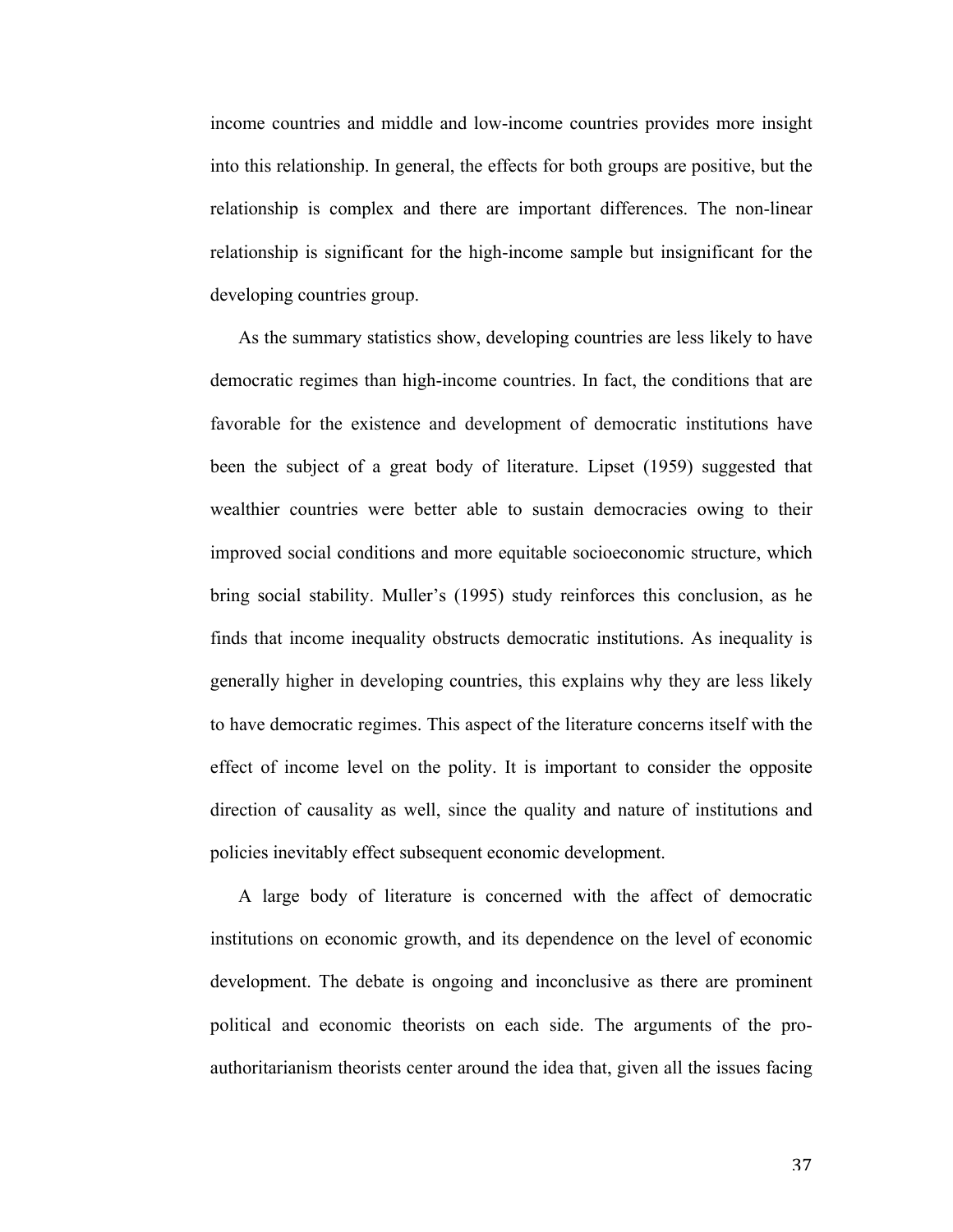income countries and middle and low-income countries provides more insight into this relationship. In general, the effects for both groups are positive, but the relationship is complex and there are important differences. The non-linear relationship is significant for the high-income sample but insignificant for the developing countries group.

As the summary statistics show, developing countries are less likely to have democratic regimes than high-income countries. In fact, the conditions that are favorable for the existence and development of democratic institutions have been the subject of a great body of literature. Lipset (1959) suggested that wealthier countries were better able to sustain democracies owing to their improved social conditions and more equitable socioeconomic structure, which bring social stability. Muller's (1995) study reinforces this conclusion, as he finds that income inequality obstructs democratic institutions. As inequality is generally higher in developing countries, this explains why they are less likely to have democratic regimes. This aspect of the literature concerns itself with the effect of income level on the polity. It is important to consider the opposite direction of causality as well, since the quality and nature of institutions and policies inevitably effect subsequent economic development.

A large body of literature is concerned with the affect of democratic institutions on economic growth, and its dependence on the level of economic development. The debate is ongoing and inconclusive as there are prominent political and economic theorists on each side. The arguments of the pro-authoritarianism theorists center around the idea that, given all the issues facing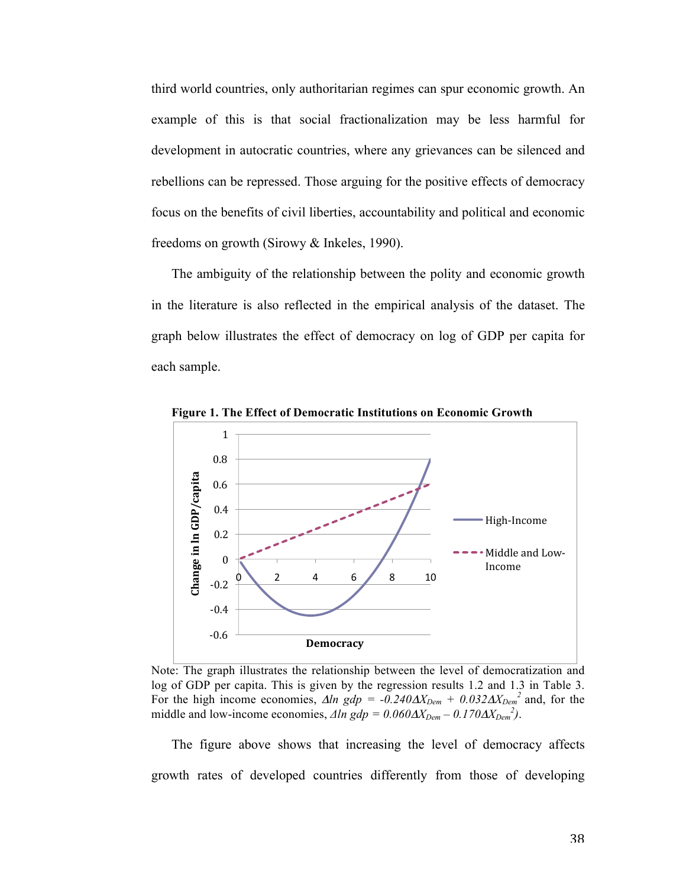third world countries, only authoritarian regimes can spur economic growth. An example of this is that social fractionalization may be less harmful for development in autocratic countries, where any grievances can be silenced and rebellions can be repressed. Those arguing for the positive effects of democracy focus on the benefits of civil liberties, accountability and political and economic freedoms on growth (Sirowy & Inkeles, 1990).

The ambiguity of the relationship between the polity and economic growth in the literature is also reflected in the empirical analysis of the dataset. The graph below illustrates the effect of democracy on log of GDP per capita for each sample.

**Figure 1. The Effect of Democratic Institutions on Economic Growth**

Note: The graph illustrates the relationship between the level of democratization and log of GDP per capita. This is given by the regression results 1.2 and 1.3 in Table 3. For the high income economies, $\Delta ln\ gdp = -0.240\Delta X_{Dem} + 0.032\Delta X_{Dem}^2$ and, for the middle and low-income economies, $\Delta ln\ gdp = 0.060\Delta X_{Dem} - 0.170\Delta X_{Dem}^2$).

The figure above shows that increasing the level of democracy affects growth rates of developed countries differently from those of developing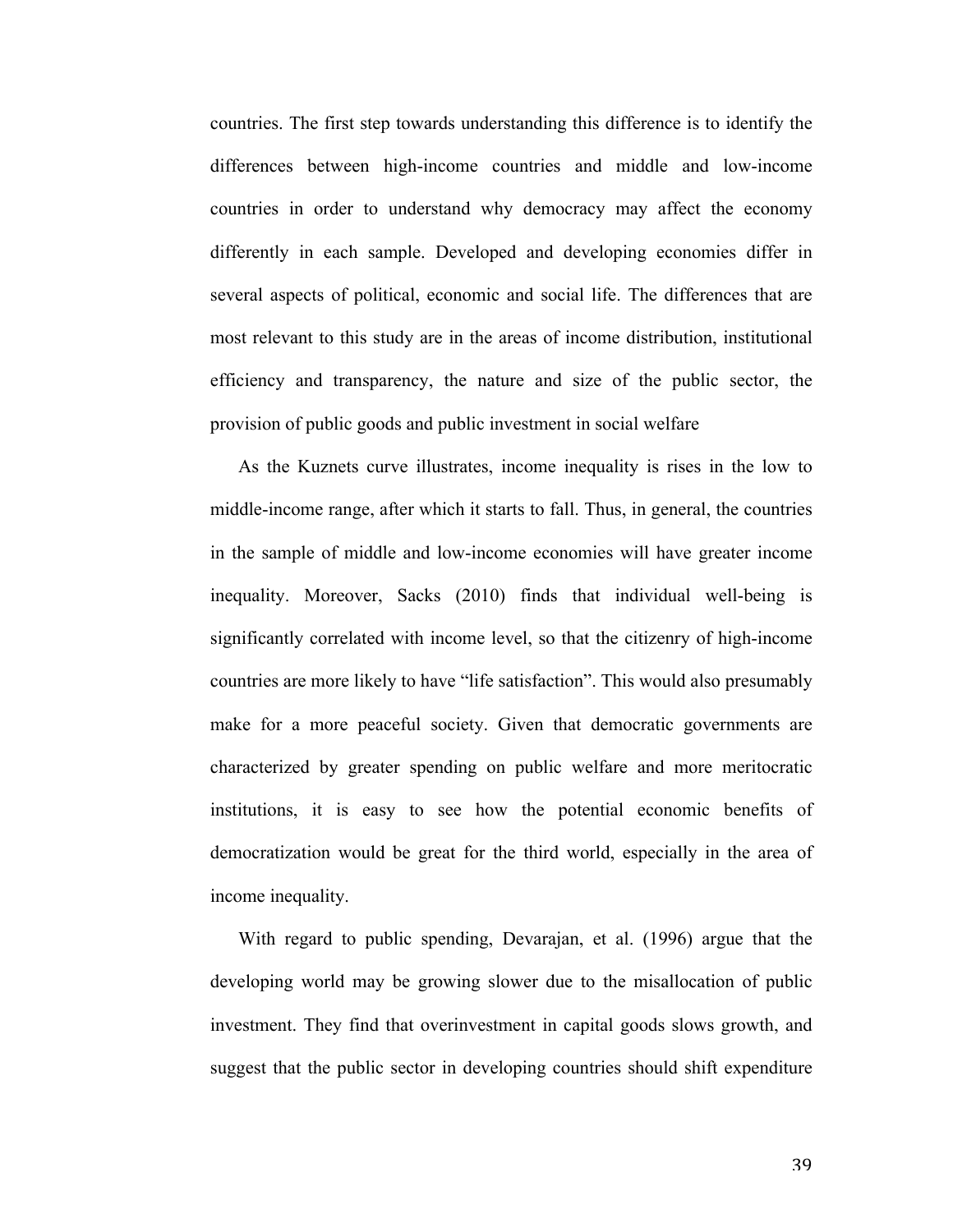countries. The first step towards understanding this difference is to identify the differences between high-income countries and middle and low-income countries in order to understand why democracy may affect the economy differently in each sample. Developed and developing economies differ in several aspects of political, economic and social life. The differences that are most relevant to this study are in the areas of income distribution, institutional efficiency and transparency, the nature and size of the public sector, the provision of public goods and public investment in social welfare

As the Kuznets curve illustrates, income inequality is rises in the low to middle-income range, after which it starts to fall. Thus, in general, the countries in the sample of middle and low-income economies will have greater income inequality. Moreover, Sacks (2010) finds that individual well-being is significantly correlated with income level, so that the citizenry of high-income countries are more likely to have "life satisfaction". This would also presumably make for a more peaceful society. Given that democratic governments are characterized by greater spending on public welfare and more meritocratic institutions, it is easy to see how the potential economic benefits of democratization would be great for the third world, especially in the area of income inequality.

With regard to public spending, Devarajan, et al. (1996) argue that the developing world may be growing slower due to the misallocation of public investment. They find that overinvestment in capital goods slows growth, and suggest that the public sector in developing countries should shift expenditure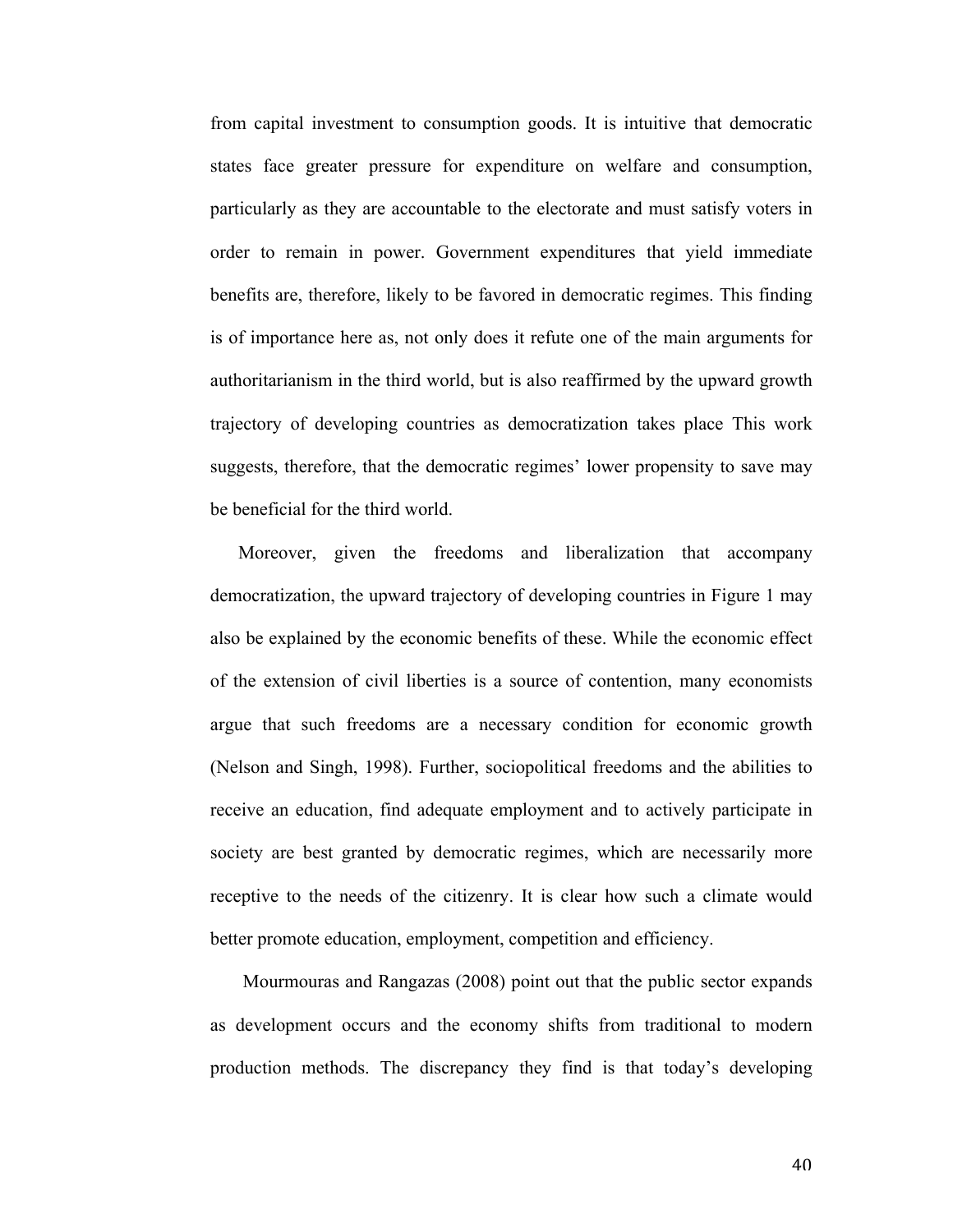from capital investment to consumption goods. It is intuitive that democratic states face greater pressure for expenditure on welfare and consumption, particularly as they are accountable to the electorate and must satisfy voters in order to remain in power. Government expenditures that yield immediate benefits are, therefore, likely to be favored in democratic regimes. This finding is of importance here as, not only does it refute one of the main arguments for authoritarianism in the third world, but is also reaffirmed by the upward growth trajectory of developing countries as democratization takes place This work suggests, therefore, that the democratic regimes' lower propensity to save may be beneficial for the third world.

Moreover, given the freedoms and liberalization that accompany democratization, the upward trajectory of developing countries in Figure 1 may also be explained by the economic benefits of these. While the economic effect of the extension of civil liberties is a source of contention, many economists argue that such freedoms are a necessary condition for economic growth (Nelson and Singh, 1998). Further, sociopolitical freedoms and the abilities to receive an education, find adequate employment and to actively participate in society are best granted by democratic regimes, which are necessarily more receptive to the needs of the citizenry. It is clear how such a climate would better promote education, employment, competition and efficiency.

Mourmouras and Rangazas (2008) point out that the public sector expands as development occurs and the economy shifts from traditional to modern production methods. The discrepancy they find is that today's developing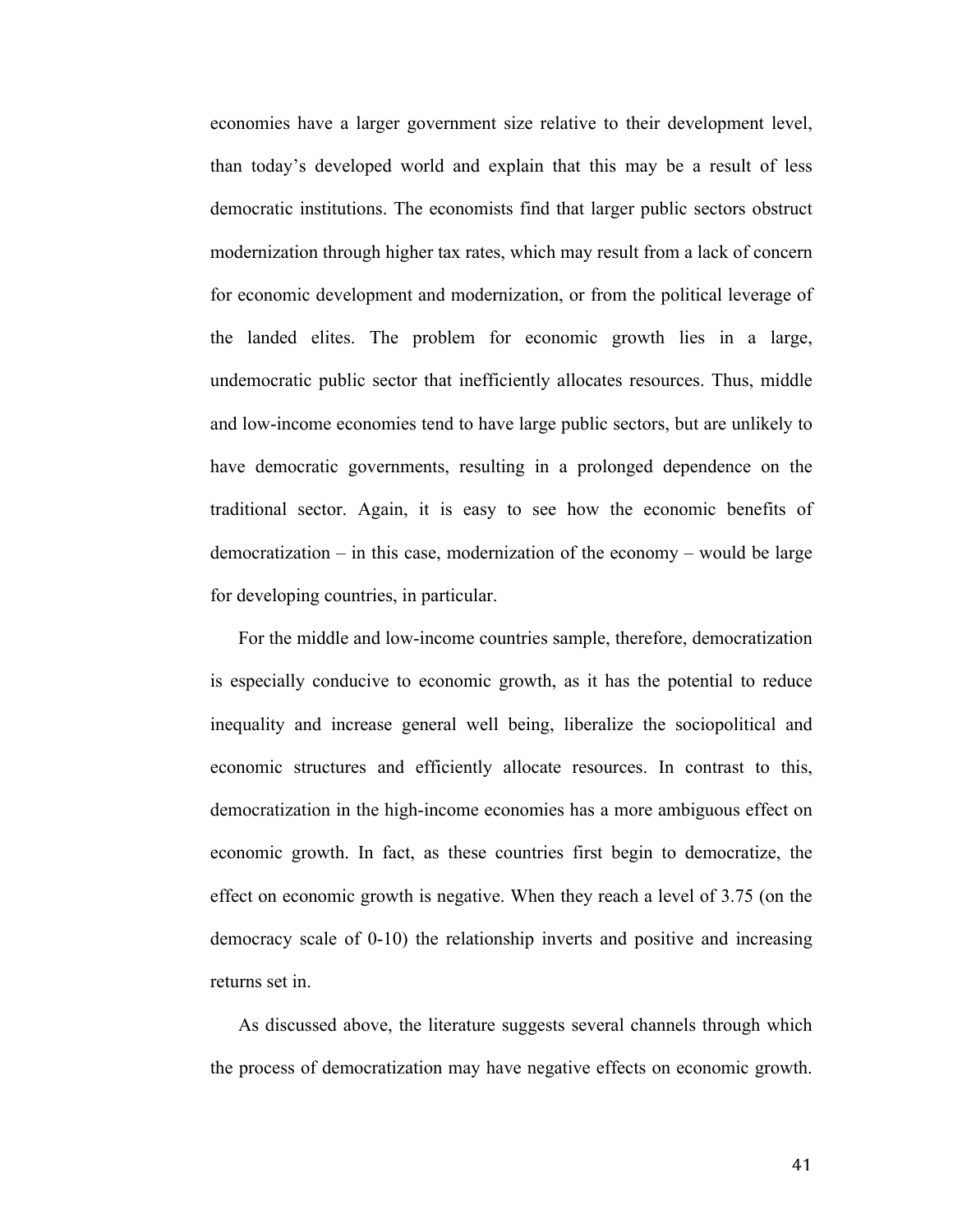economies have a larger government size relative to their development level, than today's developed world and explain that this may be a result of less democratic institutions. The economists find that larger public sectors obstruct modernization through higher tax rates, which may result from a lack of concern for economic development and modernization, or from the political leverage of the landed elites. The problem for economic growth lies in a large, undemocratic public sector that inefficiently allocates resources. Thus, middle and low-income economies tend to have large public sectors, but are unlikely to have democratic governments, resulting in a prolonged dependence on the traditional sector. Again, it is easy to see how the economic benefits of democratization – in this case, modernization of the economy – would be large for developing countries, in particular.

For the middle and low-income countries sample, therefore, democratization is especially conducive to economic growth, as it has the potential to reduce inequality and increase general well being, liberalize the sociopolitical and economic structures and efficiently allocate resources. In contrast to this, democratization in the high-income economies has a more ambiguous effect on economic growth. In fact, as these countries first begin to democratize, the effect on economic growth is negative. When they reach a level of 3.75 (on the democracy scale of 0-10) the relationship inverts and positive and increasing returns set in.

As discussed above, the literature suggests several channels through which the process of democratization may have negative effects on economic growth.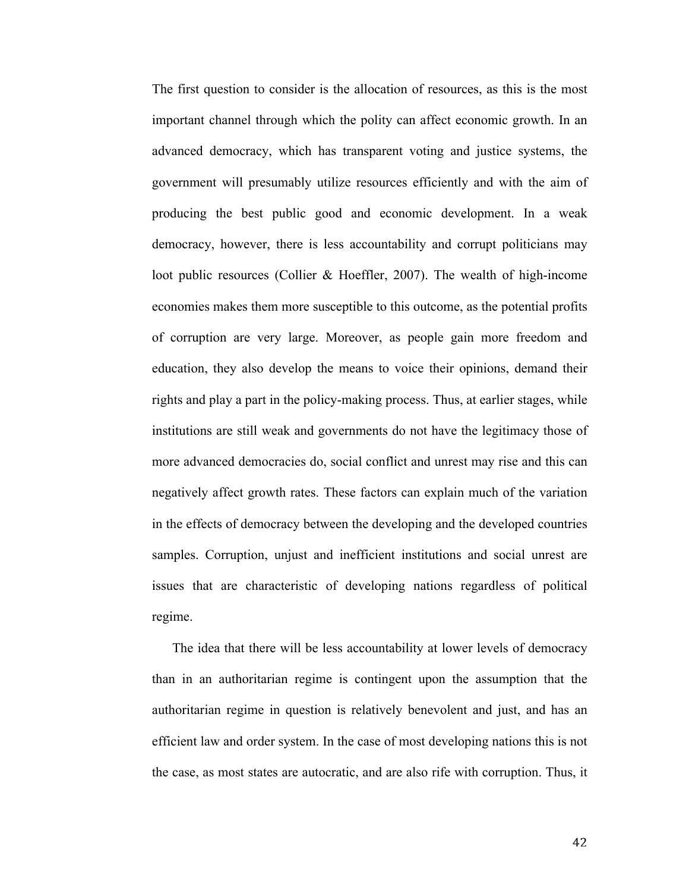The first question to consider is the allocation of resources, as this is the most important channel through which the polity can affect economic growth. In an advanced democracy, which has transparent voting and justice systems, the government will presumably utilize resources efficiently and with the aim of producing the best public good and economic development. In a weak democracy, however, there is less accountability and corrupt politicians may loot public resources (Collier & Hoeffler, 2007). The wealth of high-income economies makes them more susceptible to this outcome, as the potential profits of corruption are very large. Moreover, as people gain more freedom and education, they also develop the means to voice their opinions, demand their rights and play a part in the policy-making process. Thus, at earlier stages, while institutions are still weak and governments do not have the legitimacy those of more advanced democracies do, social conflict and unrest may rise and this can negatively affect growth rates. These factors can explain much of the variation in the effects of democracy between the developing and the developed countries samples. Corruption, unjust and inefficient institutions and social unrest are issues that are characteristic of developing nations regardless of political regime.

The idea that there will be less accountability at lower levels of democracy than in an authoritarian regime is contingent upon the assumption that the authoritarian regime in question is relatively benevolent and just, and has an efficient law and order system. In the case of most developing nations this is not the case, as most states are autocratic, and are also rife with corruption. Thus, it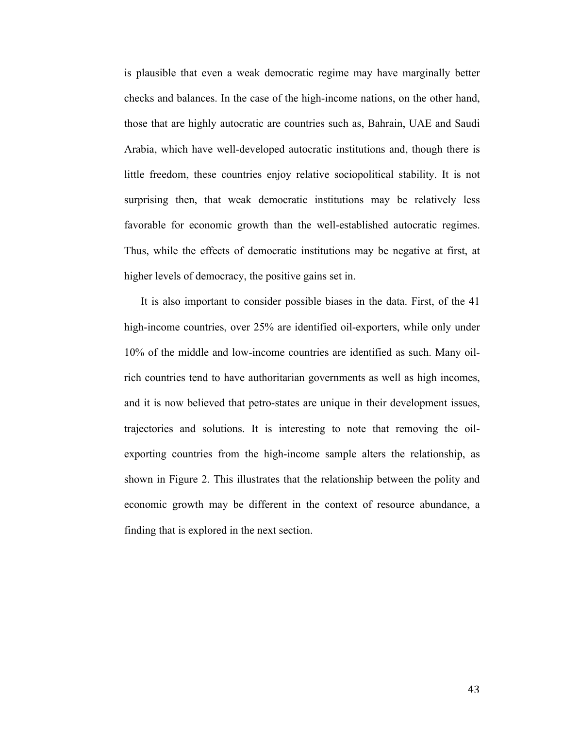is plausible that even a weak democratic regime may have marginally better checks and balances. In the case of the high-income nations, on the other hand, those that are highly autocratic are countries such as, Bahrain, UAE and Saudi Arabia, which have well-developed autocratic institutions and, though there is little freedom, these countries enjoy relative sociopolitical stability. It is not surprising then, that weak democratic institutions may be relatively less favorable for economic growth than the well-established autocratic regimes. Thus, while the effects of democratic institutions may be negative at first, at higher levels of democracy, the positive gains set in.

It is also important to consider possible biases in the data. First, of the 41 high-income countries, over 25% are identified oil-exporters, while only under 10% of the middle and low-income countries are identified as such. Many oil-rich countries tend to have authoritarian governments as well as high incomes, and it is now believed that petro-states are unique in their development issues, trajectories and solutions. It is interesting to note that removing the oil-exporting countries from the high-income sample alters the relationship, as shown in Figure 2. This illustrates that the relationship between the polity and economic growth may be different in the context of resource abundance, a finding that is explored in the next section.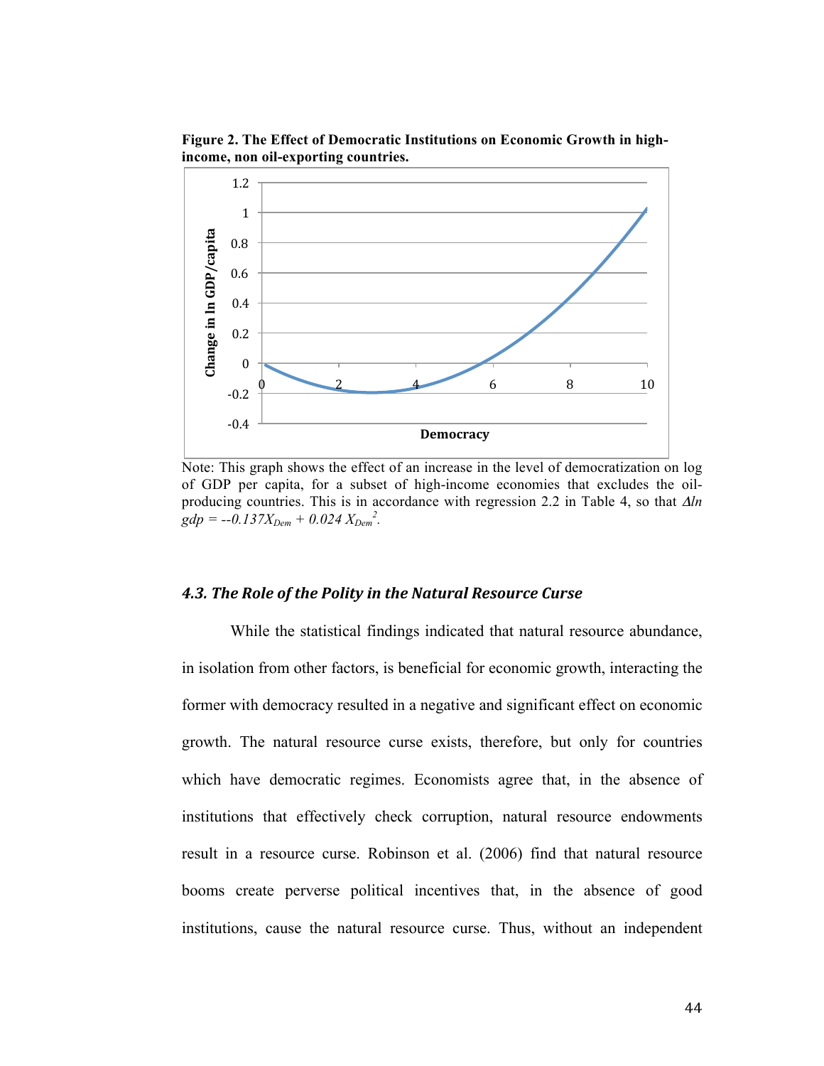**Figure 2. The Effect of Democratic Institutions on Economic Growth in high-income, non oil-exporting countries.**

Note: This graph shows the effect of an increase in the level of democratization on log of GDP per capita, for a subset of high-income economies that excludes the oil-producing countries. This is in accordance with regression 2.2 in Table 4, so that $\Delta ln\ gdp = --0.137X_{Dem} + 0.024\ X_{Dem}^{2}$.

### *4.3. The Role of the Polity in the Natural Resource Curse*

While the statistical findings indicated that natural resource abundance, in isolation from other factors, is beneficial for economic growth, interacting the former with democracy resulted in a negative and significant effect on economic growth. The natural resource curse exists, therefore, but only for countries which have democratic regimes. Economists agree that, in the absence of institutions that effectively check corruption, natural resource endowments result in a resource curse. Robinson et al. (2006) find that natural resource booms create perverse political incentives that, in the absence of good institutions, cause the natural resource curse. Thus, without an independent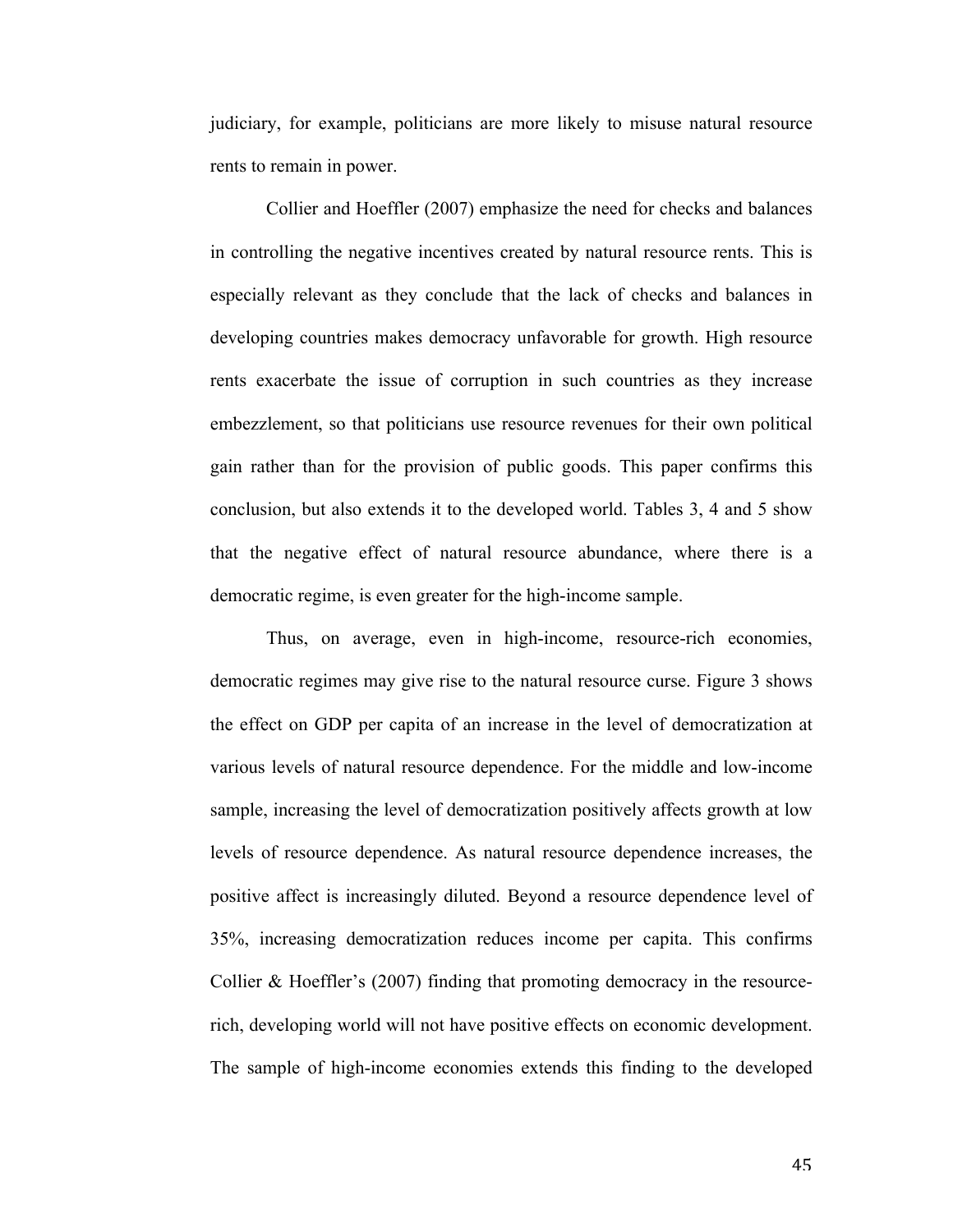judiciary, for example, politicians are more likely to misuse natural resource rents to remain in power.

Collier and Hoeffler (2007) emphasize the need for checks and balances in controlling the negative incentives created by natural resource rents. This is especially relevant as they conclude that the lack of checks and balances in developing countries makes democracy unfavorable for growth. High resource rents exacerbate the issue of corruption in such countries as they increase embezzlement, so that politicians use resource revenues for their own political gain rather than for the provision of public goods. This paper confirms this conclusion, but also extends it to the developed world. Tables 3, 4 and 5 show that the negative effect of natural resource abundance, where there is a democratic regime, is even greater for the high-income sample.

Thus, on average, even in high-income, resource-rich economies, democratic regimes may give rise to the natural resource curse. Figure 3 shows the effect on GDP per capita of an increase in the level of democratization at various levels of natural resource dependence. For the middle and low-income sample, increasing the level of democratization positively affects growth at low levels of resource dependence. As natural resource dependence increases, the positive affect is increasingly diluted. Beyond a resource dependence level of 35%, increasing democratization reduces income per capita. This confirms Collier & Hoeffler's (2007) finding that promoting democracy in the resource-rich, developing world will not have positive effects on economic development. The sample of high-income economies extends this finding to the developed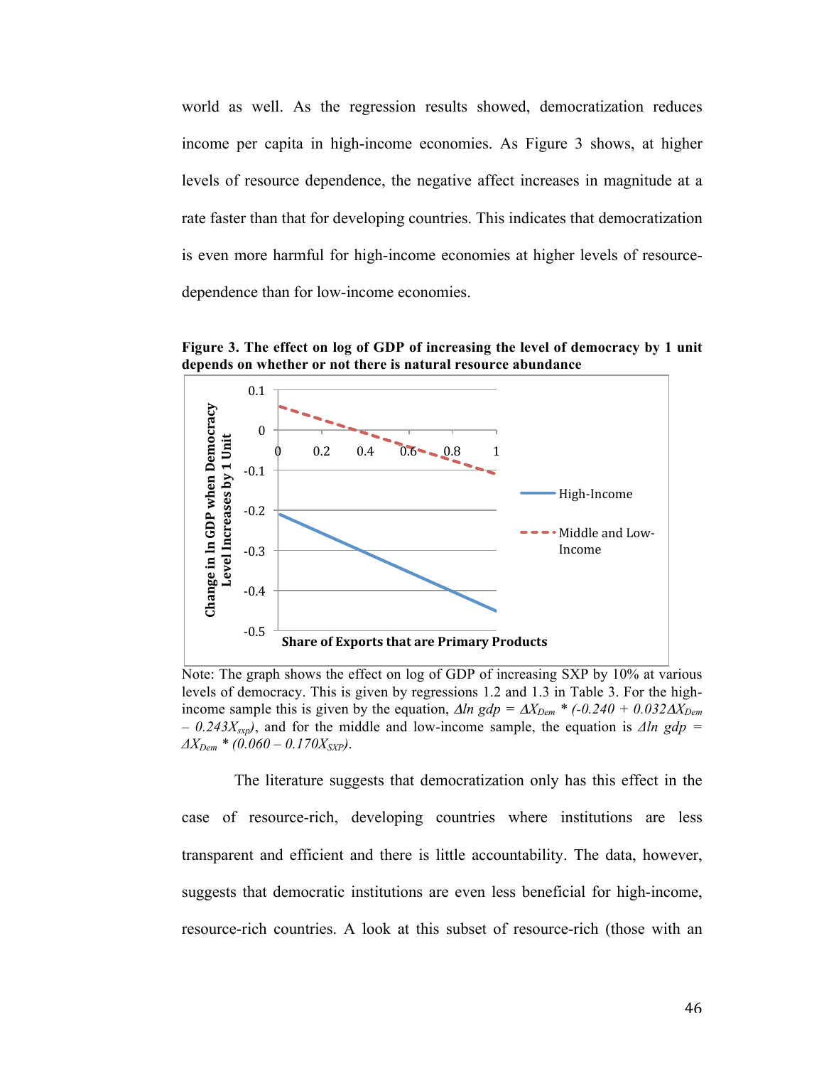world as well. As the regression results showed, democratization reduces income per capita in high-income economies. As Figure 3 shows, at higher levels of resource dependence, the negative affect increases in magnitude at a rate faster than that for developing countries. This indicates that democratization is even more harmful for high-income economies at higher levels of resource-dependence than for low-income economies.

**Figure 3. The effect on log of GDP of increasing the level of democracy by 1 unit depends on whether or not there is natural resource abundance**

Note: The graph shows the effect on log of GDP of increasing SXP by 10% at various levels of democracy. This is given by regressions 1.2 and 1.3 in Table 3. For the high-income sample this is given by the equation, $\Delta ln\ gdp = \Delta X_{Dem} * (-0.240 + 0.032\Delta X_{Dem} - 0.243X_{sxp})$, and for the middle and low-income sample, the equation is $\Delta ln\ gdp = \Delta X_{Dem} * (0.060 - 0.170X_{SXP})$.

The literature suggests that democratization only has this effect in the case of resource-rich, developing countries where institutions are less transparent and efficient and there is little accountability. The data, however, suggests that democratic institutions are even less beneficial for high-income, resource-rich countries. A look at this subset of resource-rich (those with an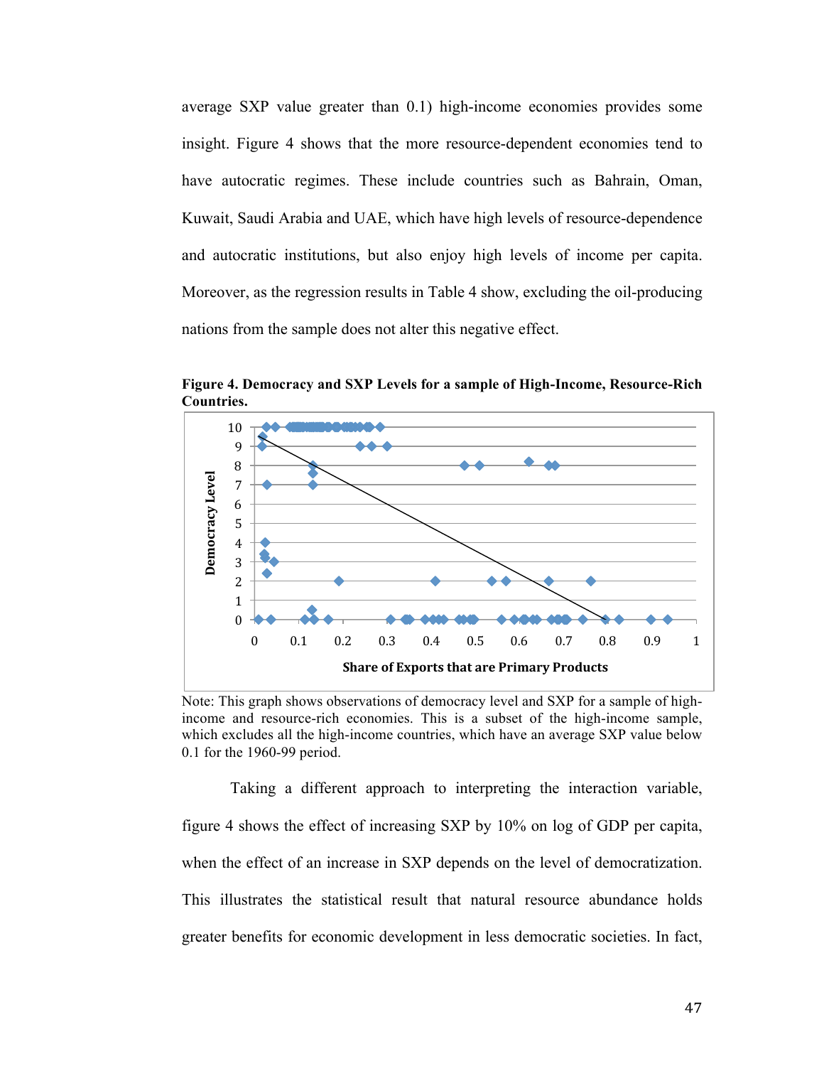average SXP value greater than 0.1) high-income economies provides some insight. Figure 4 shows that the more resource-dependent economies tend to have autocratic regimes. These include countries such as Bahrain, Oman, Kuwait, Saudi Arabia and UAE, which have high levels of resource-dependence and autocratic institutions, but also enjoy high levels of income per capita. Moreover, as the regression results in Table 4 show, excluding the oil-producing nations from the sample does not alter this negative effect.

**Figure 4. Democracy and SXP Levels for a sample of High-Income, Resource-Rich Countries.**

Note: This graph shows observations of democracy level and SXP for a sample of high-income and resource-rich economies. This is a subset of the high-income sample, which excludes all the high-income countries, which have an average SXP value below 0.1 for the 1960-99 period.

Taking a different approach to interpreting the interaction variable, figure 4 shows the effect of increasing SXP by 10% on log of GDP per capita, when the effect of an increase in SXP depends on the level of democratization. This illustrates the statistical result that natural resource abundance holds greater benefits for economic development in less democratic societies. In fact,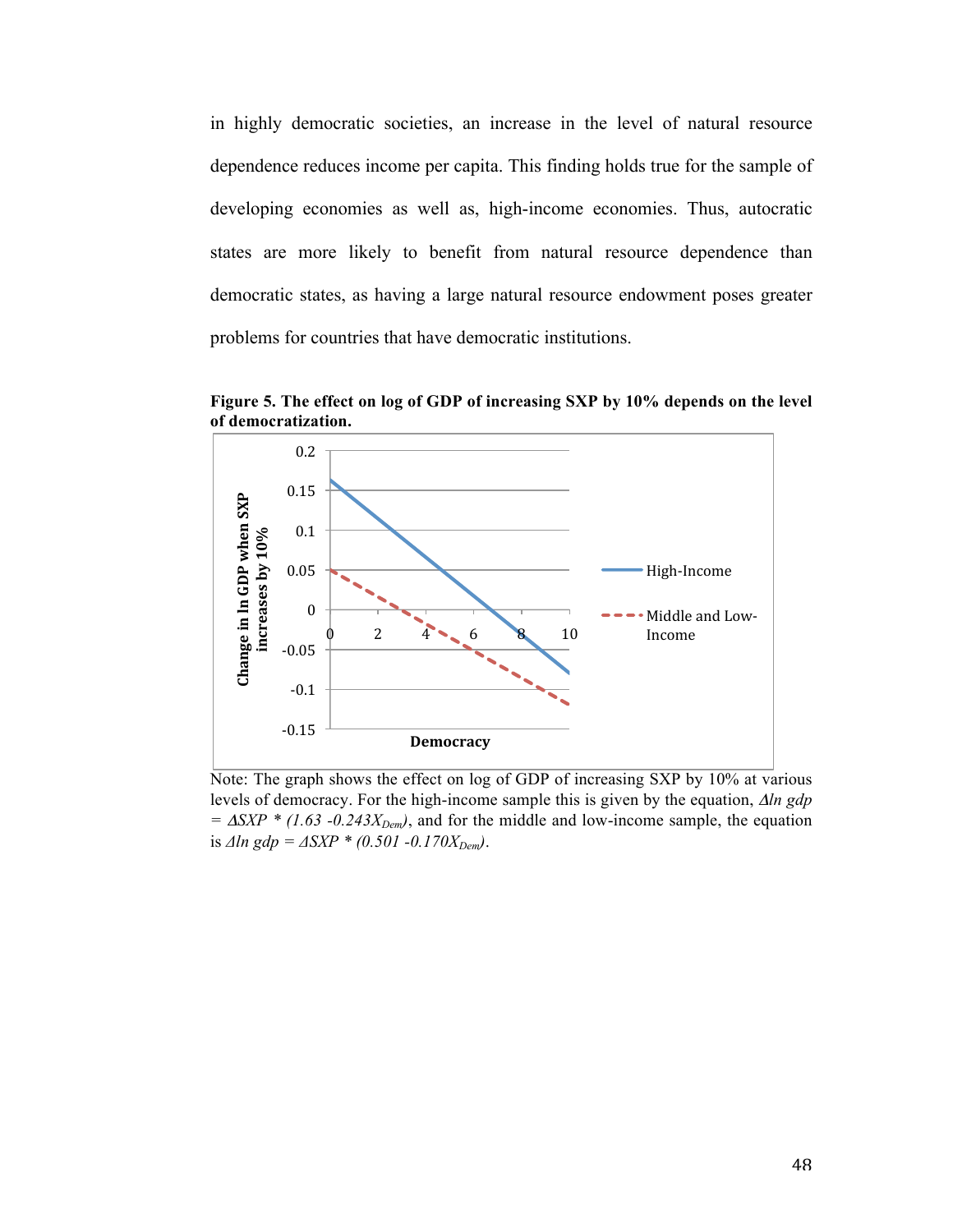in highly democratic societies, an increase in the level of natural resource dependence reduces income per capita. This finding holds true for the sample of developing economies as well as, high-income economies. Thus, autocratic states are more likely to benefit from natural resource dependence than democratic states, as having a large natural resource endowment poses greater problems for countries that have democratic institutions.

**Figure 5. The effect on log of GDP of increasing SXP by 10% depends on the level of democratization.**

Note: The graph shows the effect on log of GDP of increasing SXP by 10% at various levels of democracy. For the high-income sample this is given by the equation, $\Delta ln\ gdp = \Delta SXP * (1.63 - 0.243 X_{Dem})$, and for the middle and low-income sample, the equation is $\Delta ln\ gdp = \Delta SXP * (0.501 - 0.170 X_{Dem})$.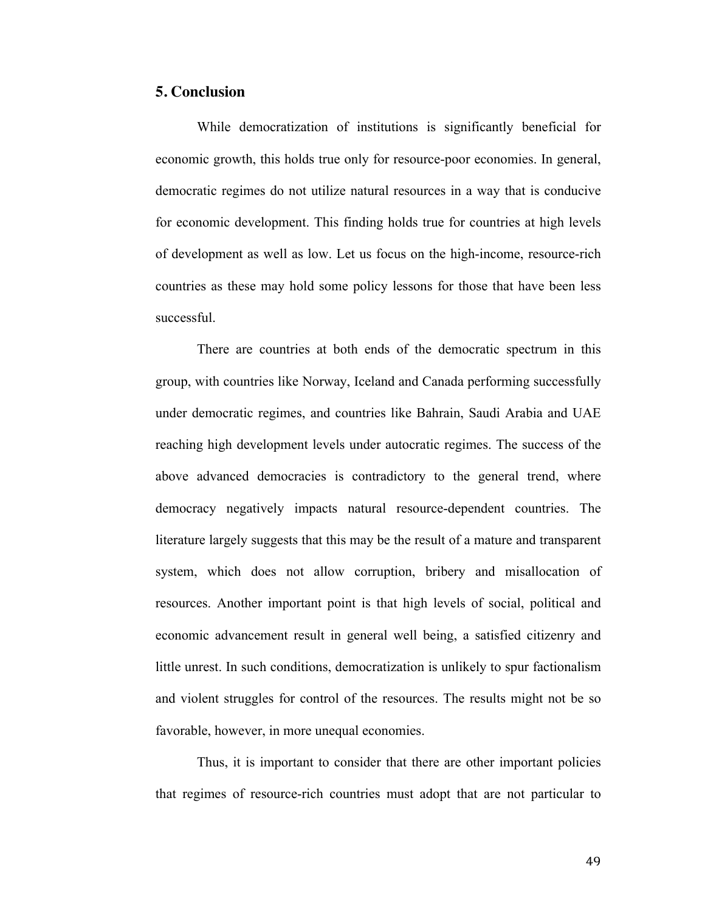## 5. Conclusion

While democratization of institutions is significantly beneficial for economic growth, this holds true only for resource-poor economies. In general, democratic regimes do not utilize natural resources in a way that is conducive for economic development. This finding holds true for countries at high levels of development as well as low. Let us focus on the high-income, resource-rich countries as these may hold some policy lessons for those that have been less successful.

There are countries at both ends of the democratic spectrum in this group, with countries like Norway, Iceland and Canada performing successfully under democratic regimes, and countries like Bahrain, Saudi Arabia and UAE reaching high development levels under autocratic regimes. The success of the above advanced democracies is contradictory to the general trend, where democracy negatively impacts natural resource-dependent countries. The literature largely suggests that this may be the result of a mature and transparent system, which does not allow corruption, bribery and misallocation of resources. Another important point is that high levels of social, political and economic advancement result in general well being, a satisfied citizenry and little unrest. In such conditions, democratization is unlikely to spur factionalism and violent struggles for control of the resources. The results might not be so favorable, however, in more unequal economies.

Thus, it is important to consider that there are other important policies that regimes of resource-rich countries must adopt that are not particular to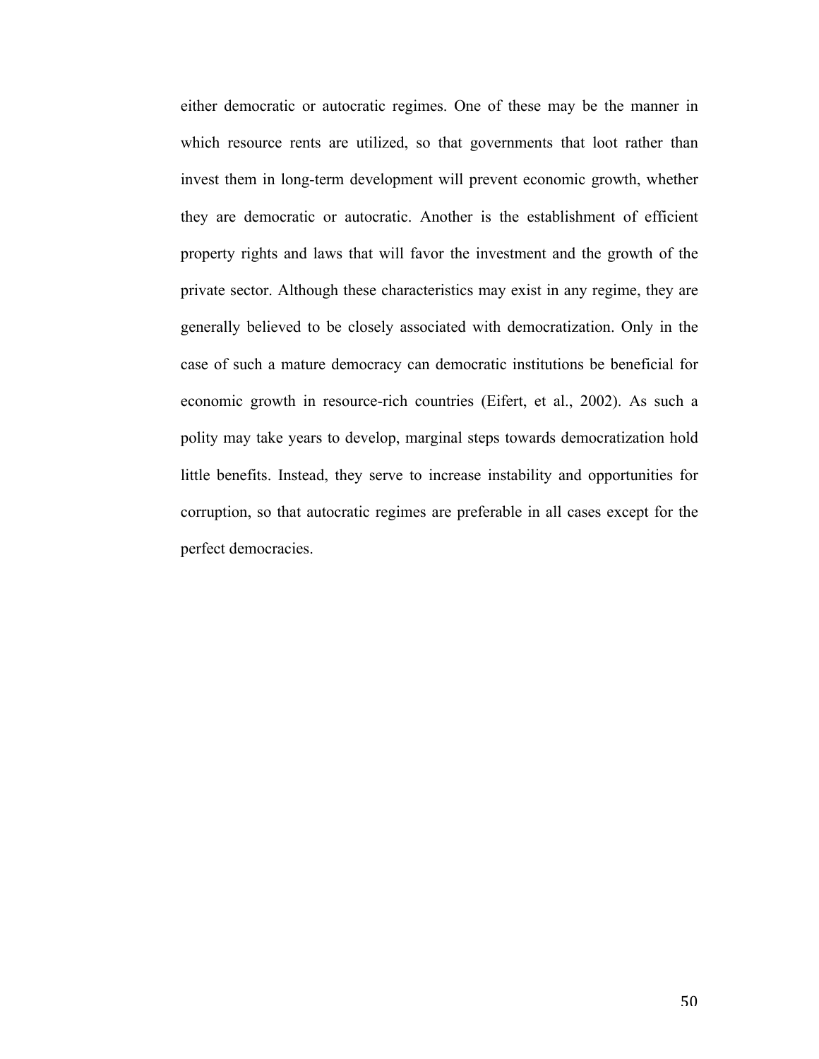either democratic or autocratic regimes. One of these may be the manner in which resource rents are utilized, so that governments that loot rather than invest them in long-term development will prevent economic growth, whether they are democratic or autocratic. Another is the establishment of efficient property rights and laws that will favor the investment and the growth of the private sector. Although these characteristics may exist in any regime, they are generally believed to be closely associated with democratization. Only in the case of such a mature democracy can democratic institutions be beneficial for economic growth in resource-rich countries (Eifert, et al., 2002). As such a polity may take years to develop, marginal steps towards democratization hold little benefits. Instead, they serve to increase instability and opportunities for corruption, so that autocratic regimes are preferable in all cases except for the perfect democracies.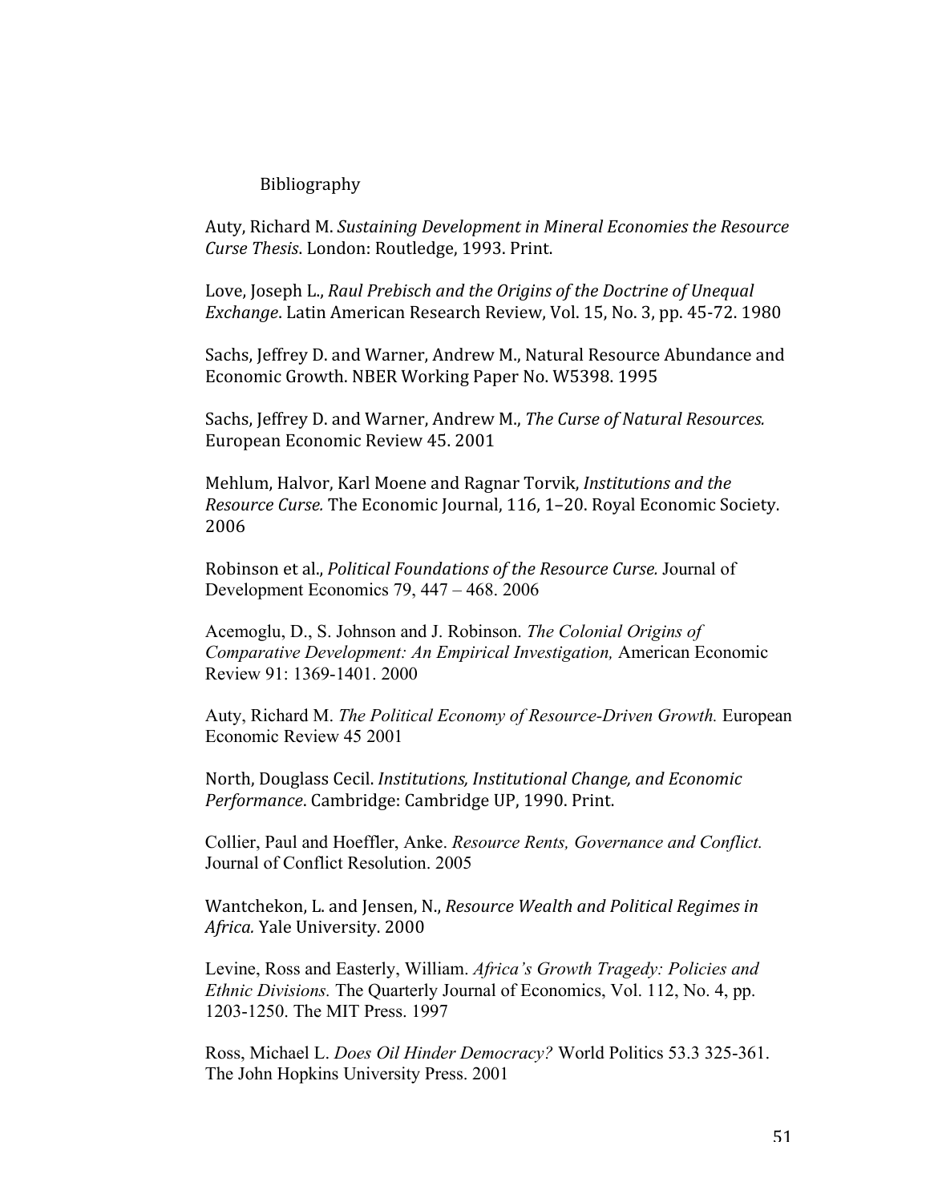# Bibliography

Auty, Richard M. *Sustaining Development in Mineral Economies the Resource Curse Thesis*. London: Routledge, 1993. Print.

Love, Joseph L., *Raul Prebisch and the Origins of the Doctrine of Unequal Exchange*. Latin American Research Review, Vol. 15, No. 3, pp. 45-72. 1980

Sachs, Jeffrey D. and Warner, Andrew M., Natural Resource Abundance and Economic Growth. NBER Working Paper No. W5398. 1995

Sachs, Jeffrey D. and Warner, Andrew M., *The Curse of Natural Resources.* European Economic Review 45. 2001

Mehlum, Halvor, Karl Moene and Ragnar Torvik, *Institutions and the Resource Curse.* The Economic Journal, 116, 1–20. Royal Economic Society. 2006

Robinson et al., *Political Foundations of the Resource Curse.* Journal of Development Economics 79, 447 – 468. 2006

Acemoglu, D., S. Johnson and J. Robinson. *The Colonial Origins of Comparative Development: An Empirical Investigation,* American Economic Review 91: 1369-1401. 2000

Auty, Richard M. *The Political Economy of Resource-Driven Growth.* European Economic Review 45 2001

North, Douglass Cecil. *Institutions, Institutional Change, and Economic Performance*. Cambridge: Cambridge UP, 1990. Print.

Collier, Paul and Hoeffler, Anke. *Resource Rents, Governance and Conflict.* Journal of Conflict Resolution. 2005

Wantchekon, L. and Jensen, N., *Resource Wealth and Political Regimes in Africa.* Yale University. 2000

Levine, Ross and Easterly, William. *Africa's Growth Tragedy: Policies and Ethnic Divisions.* The Quarterly Journal of Economics, Vol. 112, No. 4, pp. 1203-1250. The MIT Press. 1997

Ross, Michael L. *Does Oil Hinder Democracy?* World Politics 53.3 325-361. The John Hopkins University Press. 2001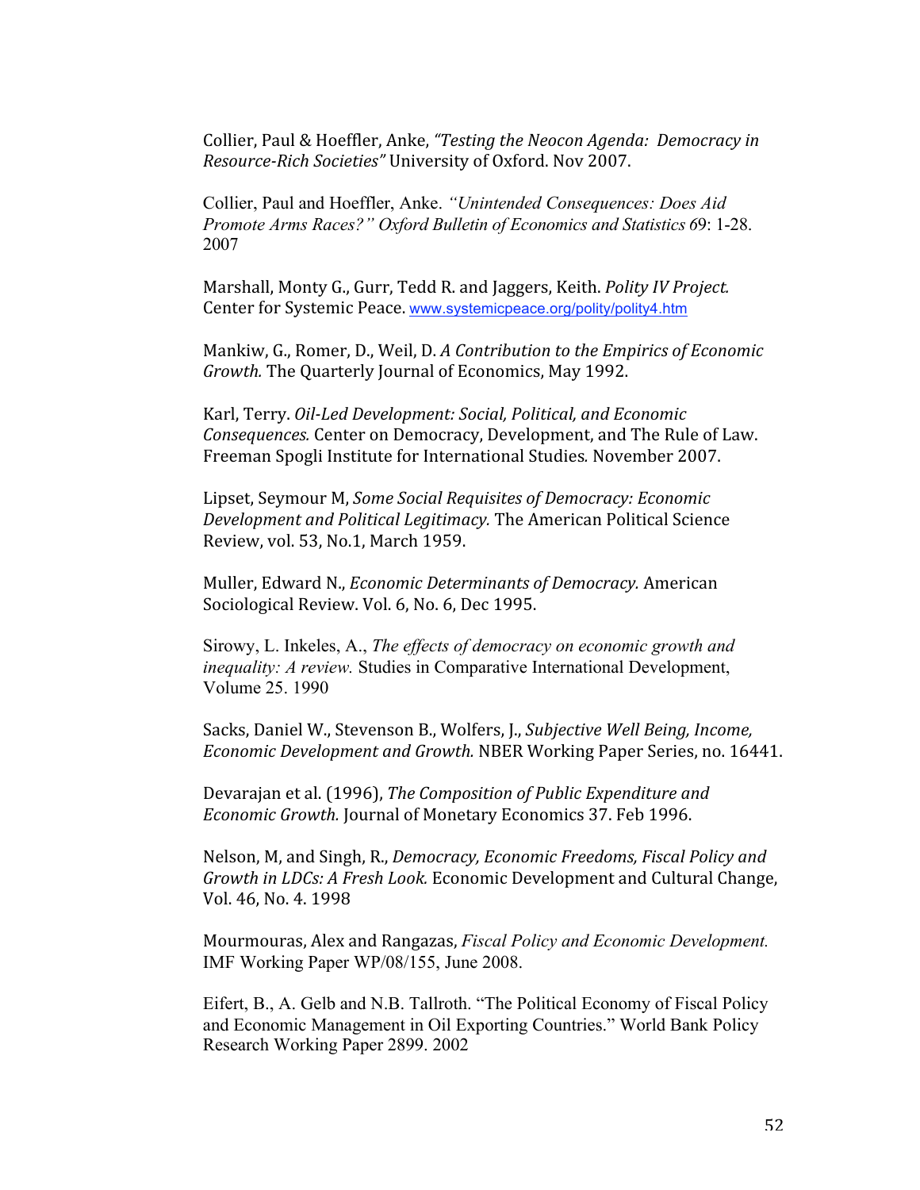Collier, Paul & Hoeffler, Anke, *"Testing the Neocon Agenda: Democracy in Resource-Rich Societies"* University of Oxford. Nov 2007.

Collier, Paul and Hoeffler, Anke. *"Unintended Consequences: Does Aid Promote Arms Races?" Oxford Bulletin of Economics and Statistics 6*9: 1-28. 2007

Marshall, Monty G., Gurr, Tedd R. and Jaggers, Keith. *Polity IV Project.* Center for Systemic Peace. www.systemicpeace.org/polity/polity4.htm

Mankiw, G., Romer, D., Weil, D. *A Contribution to the Empirics of Economic Growth.* The Quarterly Journal of Economics, May 1992.

Karl, Terry. *Oil-Led Development: Social, Political, and Economic Consequences.* Center on Democracy, Development, and The Rule of Law. Freeman Spogli Institute for International Studies*.* November 2007.

Lipset, Seymour M, *Some Social Requisites of Democracy: Economic Development and Political Legitimacy.* The American Political Science Review, vol. 53, No.1, March 1959.

Muller, Edward N., *Economic Determinants of Democracy.* American Sociological Review. Vol. 6, No. 6, Dec 1995.

Sirowy, L. Inkeles, A., *The effects of democracy on economic growth and inequality: A review.* Studies in Comparative International Development, Volume 25. 1990

Sacks, Daniel W., Stevenson B., Wolfers, J., *Subjective Well Being, Income, Economic Development and Growth.* NBER Working Paper Series, no. 16441.

Devarajan et al. (1996), *The Composition of Public Expenditure and Economic Growth.* Journal of Monetary Economics 37. Feb 1996.

Nelson, M, and Singh, R., *Democracy, Economic Freedoms, Fiscal Policy and Growth in LDCs: A Fresh Look.* Economic Development and Cultural Change, Vol. 46, No. 4. 1998

Mourmouras, Alex and Rangazas, *Fiscal Policy and Economic Development.* IMF Working Paper WP/08/155, June 2008.

Eifert, B., A. Gelb and N.B. Tallroth. "The Political Economy of Fiscal Policy and Economic Management in Oil Exporting Countries." World Bank Policy Research Working Paper 2899. 2002